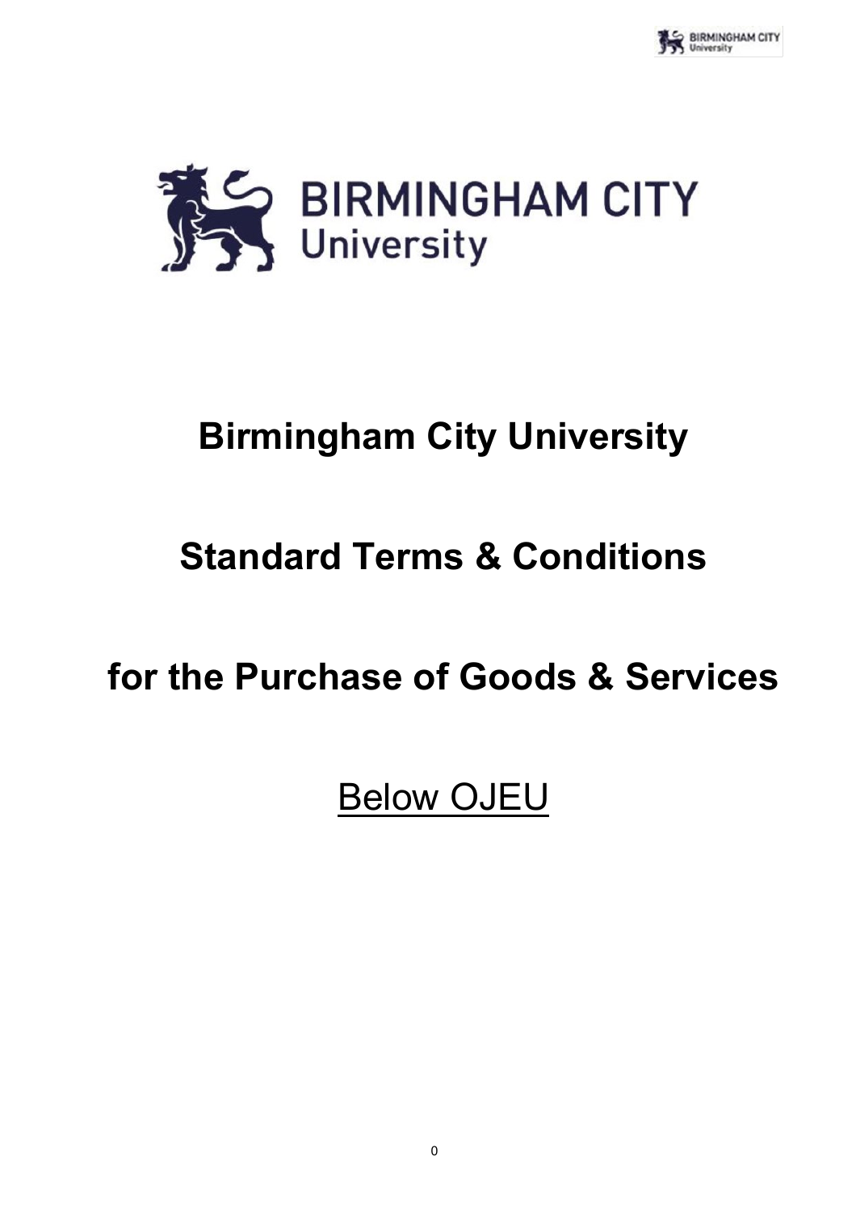# Birmingham City University

# Standard Terms & Conditions

# for the Purchase of Goods & Services

<u>Below OJEU</u>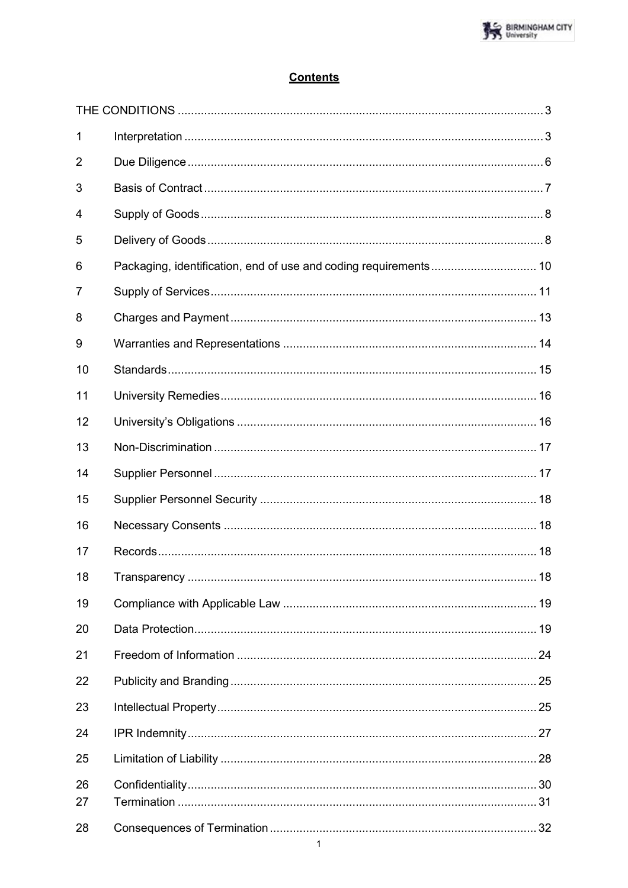## Contents

| | | |
|---|---|---|
| THE CONDITIONS | | 3 |
| 1 | Interpretation | 3 |
| 2 | Due Diligence | 6 |
| 3 | Basis of Contract | 7 |
| 4 | Supply of Goods | 8 |
| 5 | Delivery of Goods | 8 |
| 6 | Packaging, identification, end of use and coding requirements | 10 |
| 7 | Supply of Services | 11 |
| 8 | Charges and Payment | 13 |
| 9 | Warranties and Representations | 14 |
| 10 | Standards | 15 |
| 11 | University Remedies | 16 |
| 12 | University's Obligations | 16 |
| 13 | Non-Discrimination | 17 |
| 14 | Supplier Personnel | 17 |
| 15 | Supplier Personnel Security | 18 |
| 16 | Necessary Consents | 18 |
| 17 | Records | 18 |
| 18 | Transparency | 18 |
| 19 | Compliance with Applicable Law | 19 |
| 20 | Data Protection | 19 |
| 21 | Freedom of Information | 24 |
| 22 | Publicity and Branding | 25 |
| 23 | Intellectual Property | 25 |
| 24 | IPR Indemnity | 27 |
| 25 | Limitation of Liability | 28 |
| 26 | Confidentiality | 30 |
| 27 | Termination | 31 |
| 28 | Consequences of Termination | 32 |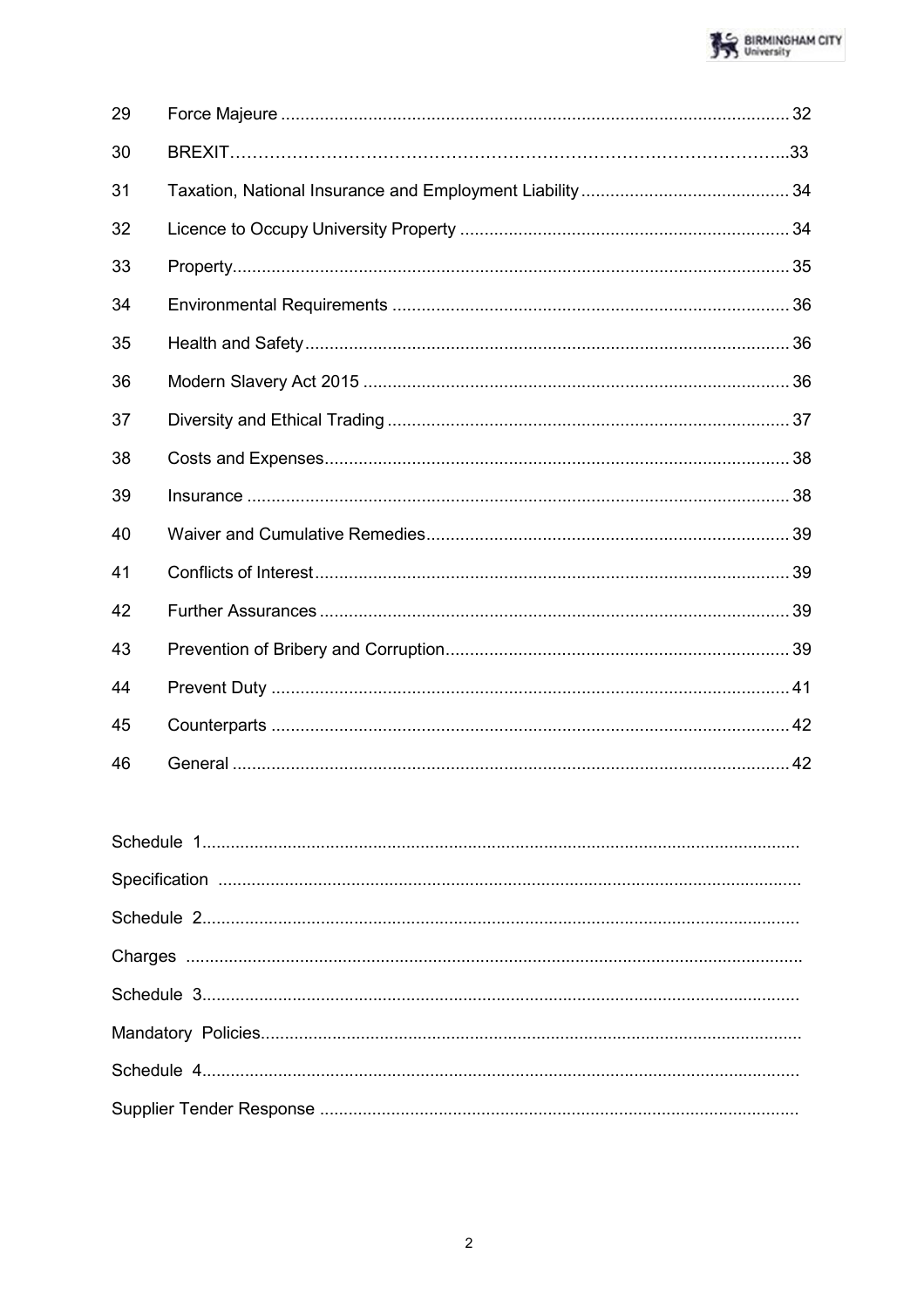| | | |
|---|---|---|
| 29 | Force Majeure | 32 |
| 30 | BREXIT | 33 |
| 31 | Taxation, National Insurance and Employment Liability | 34 |
| 32 | Licence to Occupy University Property | 34 |
| 33 | Property | 35 |
| 34 | Environmental Requirements | 36 |
| 35 | Health and Safety | 36 |
| 36 | Modern Slavery Act 2015 | 36 |
| 37 | Diversity and Ethical Trading | 37 |
| 38 | Costs and Expenses | 38 |
| 39 | Insurance | 38 |
| 40 | Waiver and Cumulative Remedies | 39 |
| 41 | Conflicts of Interest | 39 |
| 42 | Further Assurances | 39 |
| 43 | Prevention of Bribery and Corruption | 39 |
| 44 | Prevent Duty | 41 |
| 45 | Counterparts | 42 |
| 46 | General | 42 |

Schedule 1

Specification

Schedule 2

Charges

Schedule 3

Mandatory Policies

Schedule 4

Supplier Tender Response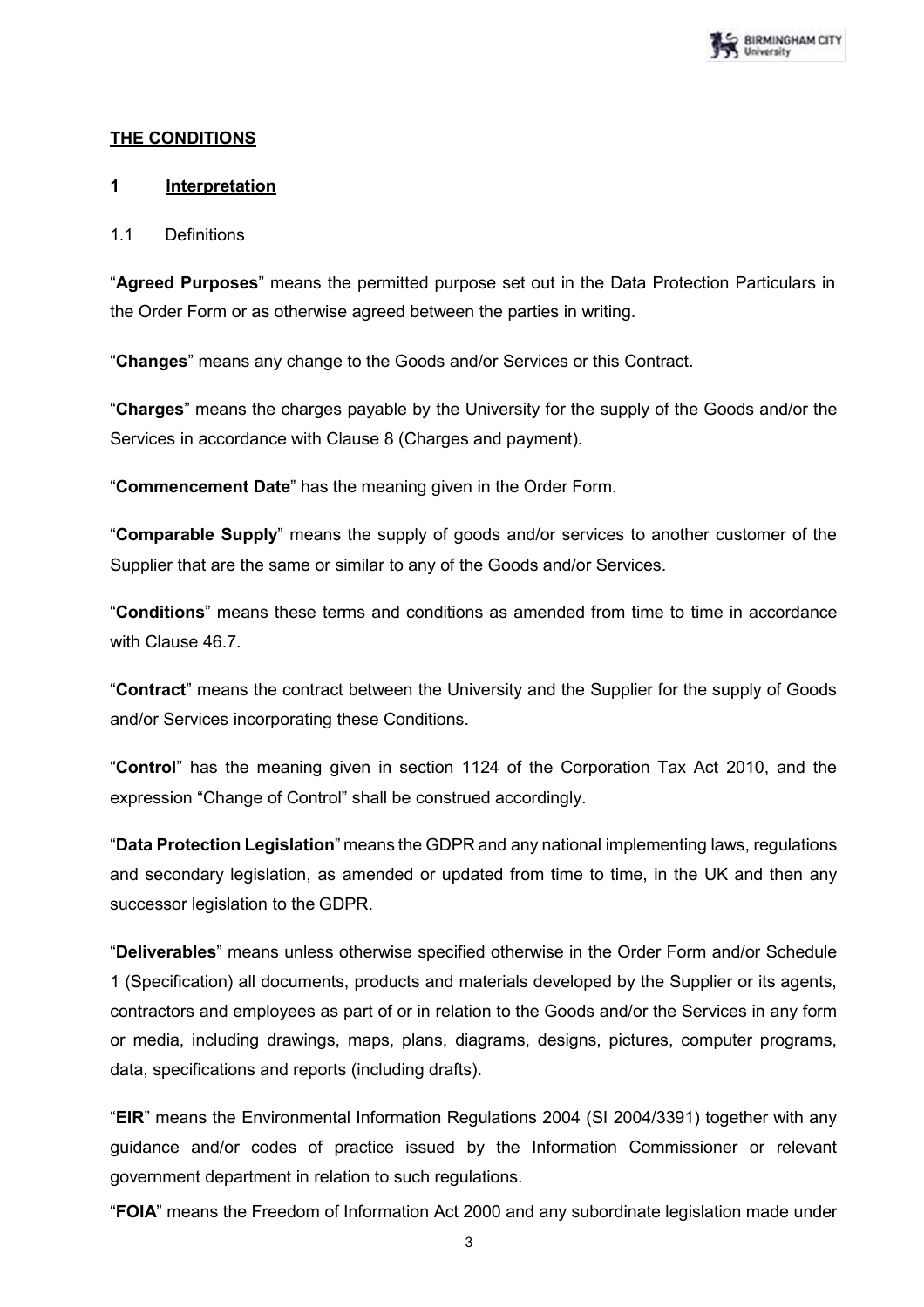## THE CONDITIONS

### 1 Interpretation

1.1 Definitions

"**Agreed Purposes**" means the permitted purpose set out in the Data Protection Particulars in the Order Form or as otherwise agreed between the parties in writing.

"**Changes**" means any change to the Goods and/or Services or this Contract.

"**Charges**" means the charges payable by the University for the supply of the Goods and/or the Services in accordance with Clause 8 (Charges and payment).

"**Commencement Date**" has the meaning given in the Order Form.

"**Comparable Supply**" means the supply of goods and/or services to another customer of the Supplier that are the same or similar to any of the Goods and/or Services.

"**Conditions**" means these terms and conditions as amended from time to time in accordance with Clause 46.7.

"**Contract**" means the contract between the University and the Supplier for the supply of Goods and/or Services incorporating these Conditions.

"**Control**" has the meaning given in section 1124 of the Corporation Tax Act 2010, and the expression "Change of Control" shall be construed accordingly.

"**Data Protection Legislation**" means the GDPR and any national implementing laws, regulations and secondary legislation, as amended or updated from time to time, in the UK and then any successor legislation to the GDPR.

"**Deliverables**" means unless otherwise specified otherwise in the Order Form and/or Schedule 1 (Specification) all documents, products and materials developed by the Supplier or its agents, contractors and employees as part of or in relation to the Goods and/or the Services in any form or media, including drawings, maps, plans, diagrams, designs, pictures, computer programs, data, specifications and reports (including drafts).

"**EIR**" means the Environmental Information Regulations 2004 (SI 2004/3391) together with any guidance and/or codes of practice issued by the Information Commissioner or relevant government department in relation to such regulations.

"**FOIA**" means the Freedom of Information Act 2000 and any subordinate legislation made under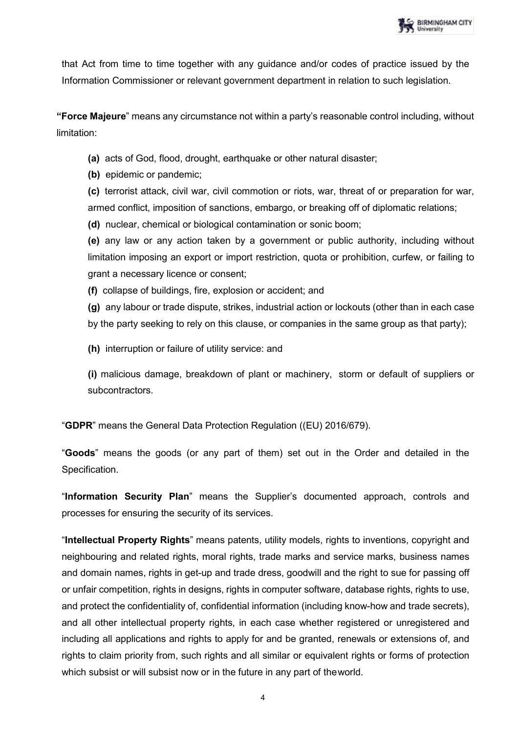that Act from time to time together with any guidance and/or codes of practice issued by the Information Commissioner or relevant government department in relation to such legislation.

**"Force Majeure**" means any circumstance not within a party's reasonable control including, without limitation:

**(a)** acts of God, flood, drought, earthquake or other natural disaster;

**(b)** epidemic or pandemic;

**(c)** terrorist attack, civil war, civil commotion or riots, war, threat of or preparation for war, armed conflict, imposition of sanctions, embargo, or breaking off of diplomatic relations;

**(d)** nuclear, chemical or biological contamination or sonic boom;

**(e)** any law or any action taken by a government or public authority, including without limitation imposing an export or import restriction, quota or prohibition, curfew, or failing to grant a necessary licence or consent;

**(f)** collapse of buildings, fire, explosion or accident; and

**(g)** any labour or trade dispute, strikes, industrial action or lockouts (other than in each case by the party seeking to rely on this clause, or companies in the same group as that party);

**(h)** interruption or failure of utility service: and

**(i)** malicious damage, breakdown of plant or machinery, storm or default of suppliers or subcontractors.

"**GDPR**" means the General Data Protection Regulation ((EU) 2016/679).

"**Goods**" means the goods (or any part of them) set out in the Order and detailed in the Specification.

"**Information Security Plan**" means the Supplier's documented approach, controls and processes for ensuring the security of its services.

"**Intellectual Property Rights**" means patents, utility models, rights to inventions, copyright and neighbouring and related rights, moral rights, trade marks and service marks, business names and domain names, rights in get-up and trade dress, goodwill and the right to sue for passing off or unfair competition, rights in designs, rights in computer software, database rights, rights to use, and protect the confidentiality of, confidential information (including know-how and trade secrets), and all other intellectual property rights, in each case whether registered or unregistered and including all applications and rights to apply for and be granted, renewals or extensions of, and rights to claim priority from, such rights and all similar or equivalent rights or forms of protection which subsist or will subsist now or in the future in any part of theworld.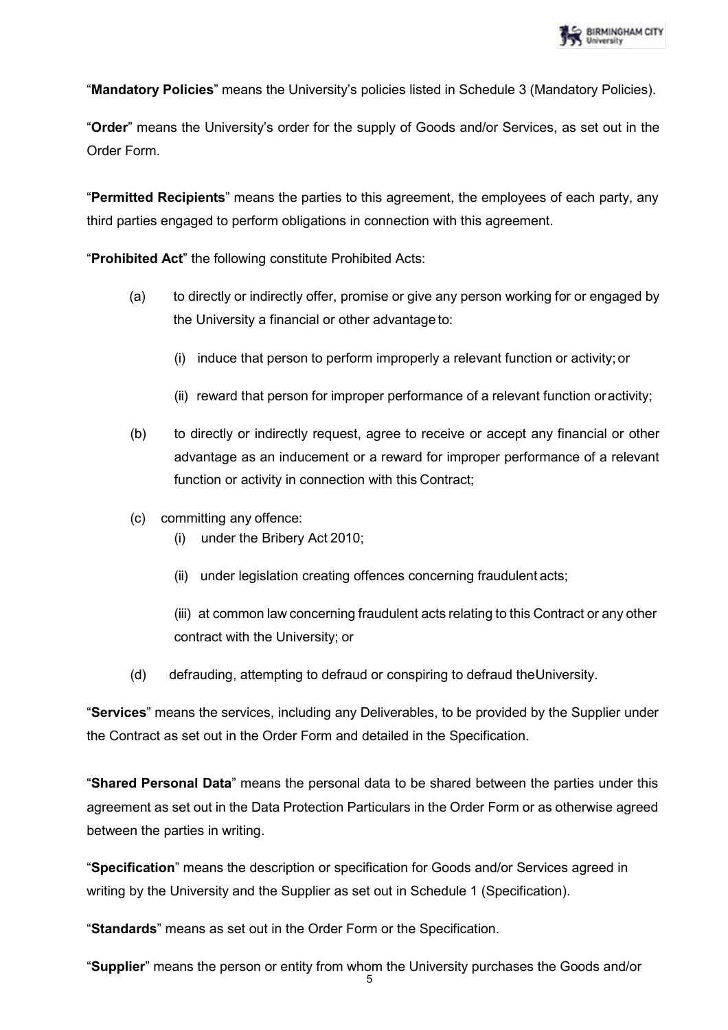"**Mandatory Policies**" means the University's policies listed in Schedule 3 (Mandatory Policies).

"**Order**" means the University's order for the supply of Goods and/or Services, as set out in the Order Form.

"**Permitted Recipients**" means the parties to this agreement, the employees of each party, any third parties engaged to perform obligations in connection with this agreement.

"**Prohibited Act**" the following constitute Prohibited Acts:

(a) to directly or indirectly offer, promise or give any person working for or engaged by the University a financial or other advantage to:

  (i) induce that person to perform improperly a relevant function or activity; or

  (ii) reward that person for improper performance of a relevant function or activity;

(b) to directly or indirectly request, agree to receive or accept any financial or other advantage as an inducement or a reward for improper performance of a relevant function or activity in connection with this Contract;

(c) committing any offence:

  (i) under the Bribery Act 2010;

  (ii) under legislation creating offences concerning fraudulent acts;

  (iii) at common law concerning fraudulent acts relating to this Contract or any other contract with the University; or

(d) defrauding, attempting to defraud or conspiring to defraud the University.

"**Services**" means the services, including any Deliverables, to be provided by the Supplier under the Contract as set out in the Order Form and detailed in the Specification.

"**Shared Personal Data**" means the personal data to be shared between the parties under this agreement as set out in the Data Protection Particulars in the Order Form or as otherwise agreed between the parties in writing.

"**Specification**" means the description or specification for Goods and/or Services agreed in writing by the University and the Supplier as set out in Schedule 1 (Specification).

"**Standards**" means as set out in the Order Form or the Specification.

"**Supplier**" means the person or entity from whom the University purchases the Goods and/or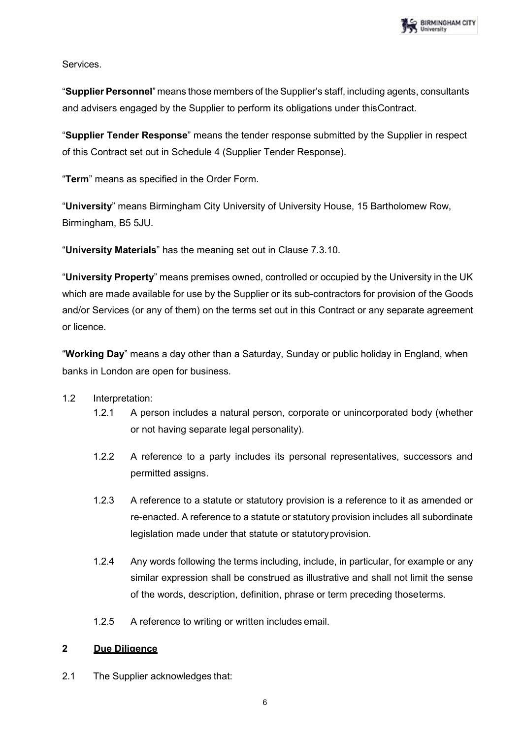Services.

"**Supplier Personnel**" means those members of the Supplier's staff, including agents, consultants and advisers engaged by the Supplier to perform its obligations under thisContract.

"**Supplier Tender Response**" means the tender response submitted by the Supplier in respect of this Contract set out in Schedule 4 (Supplier Tender Response).

"**Term**" means as specified in the Order Form.

"**University**" means Birmingham City University of University House, 15 Bartholomew Row, Birmingham, B5 5JU.

"**University Materials**" has the meaning set out in Clause 7.3.10.

"**University Property**" means premises owned, controlled or occupied by the University in the UK which are made available for use by the Supplier or its sub-contractors for provision of the Goods and/or Services (or any of them) on the terms set out in this Contract or any separate agreement or licence.

"**Working Day**" means a day other than a Saturday, Sunday or public holiday in England, when banks in London are open for business.

1.2 Interpretation:

1.2.1 A person includes a natural person, corporate or unincorporated body (whether or not having separate legal personality).

1.2.2 A reference to a party includes its personal representatives, successors and permitted assigns.

1.2.3 A reference to a statute or statutory provision is a reference to it as amended or re-enacted. A reference to a statute or statutory provision includes all subordinate legislation made under that statute or statutoryprovision.

1.2.4 Any words following the terms including, include, in particular, for example or any similar expression shall be construed as illustrative and shall not limit the sense of the words, description, definition, phrase or term preceding thoseterms.

1.2.5 A reference to writing or written includes email.

## 2 <u>Due Diligence</u>

2.1 The Supplier acknowledges that: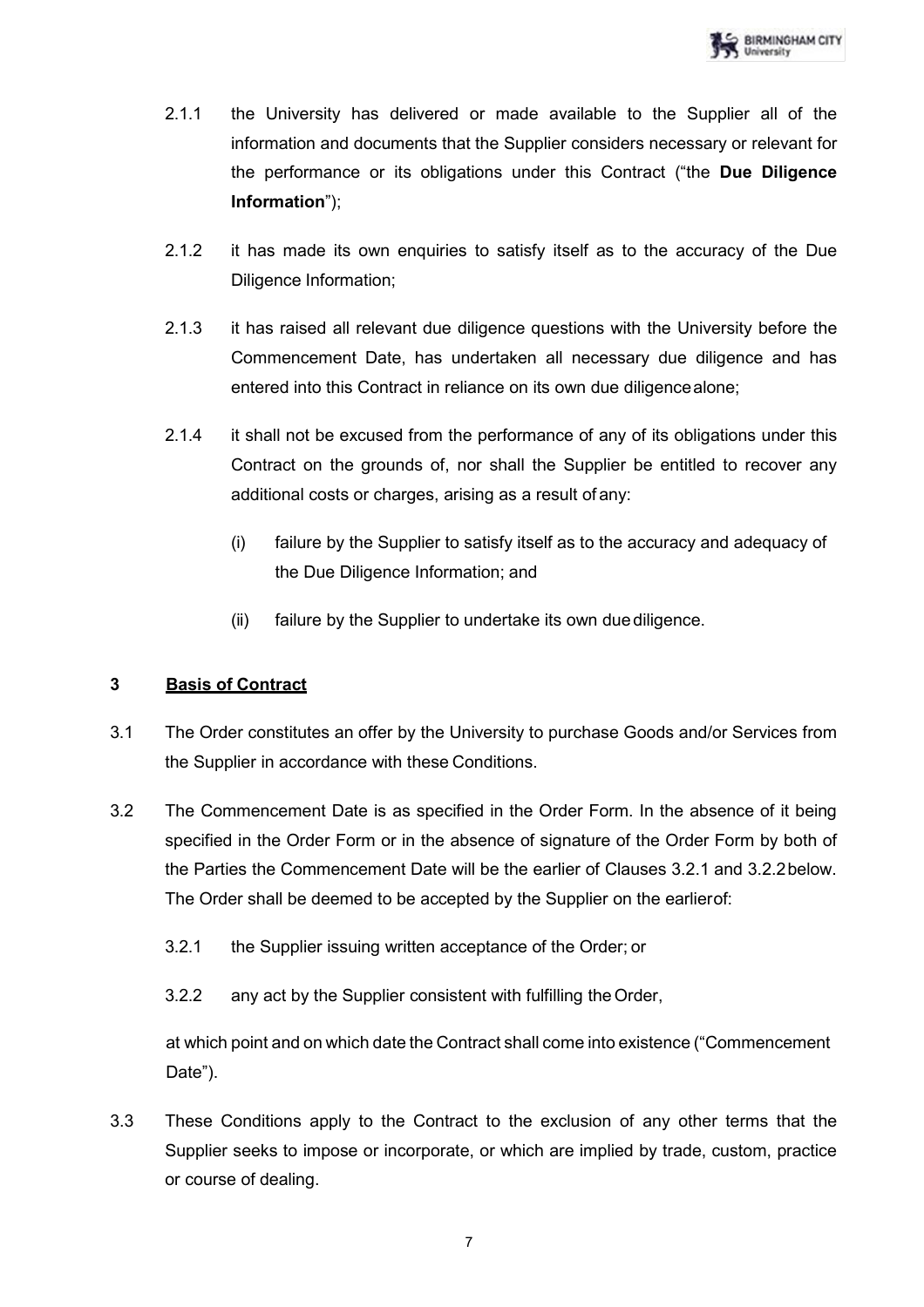2.1.1 the University has delivered or made available to the Supplier all of the information and documents that the Supplier considers necessary or relevant for the performance or its obligations under this Contract ("the **Due Diligence Information**");

2.1.2 it has made its own enquiries to satisfy itself as to the accuracy of the Due Diligence Information;

2.1.3 it has raised all relevant due diligence questions with the University before the Commencement Date, has undertaken all necessary due diligence and has entered into this Contract in reliance on its own due diligence alone;

2.1.4 it shall not be excused from the performance of any of its obligations under this Contract on the grounds of, nor shall the Supplier be entitled to recover any additional costs or charges, arising as a result of any:

(i) failure by the Supplier to satisfy itself as to the accuracy and adequacy of the Due Diligence Information; and

(ii) failure by the Supplier to undertake its own due diligence.

## 3 Basis of Contract

3.1 The Order constitutes an offer by the University to purchase Goods and/or Services from the Supplier in accordance with these Conditions.

3.2 The Commencement Date is as specified in the Order Form. In the absence of it being specified in the Order Form or in the absence of signature of the Order Form by both of the Parties the Commencement Date will be the earlier of Clauses 3.2.1 and 3.2.2 below. The Order shall be deemed to be accepted by the Supplier on the earlier of:

3.2.1 the Supplier issuing written acceptance of the Order; or

3.2.2 any act by the Supplier consistent with fulfilling the Order,

at which point and on which date the Contract shall come into existence ("Commencement Date").

3.3 These Conditions apply to the Contract to the exclusion of any other terms that the Supplier seeks to impose or incorporate, or which are implied by trade, custom, practice or course of dealing.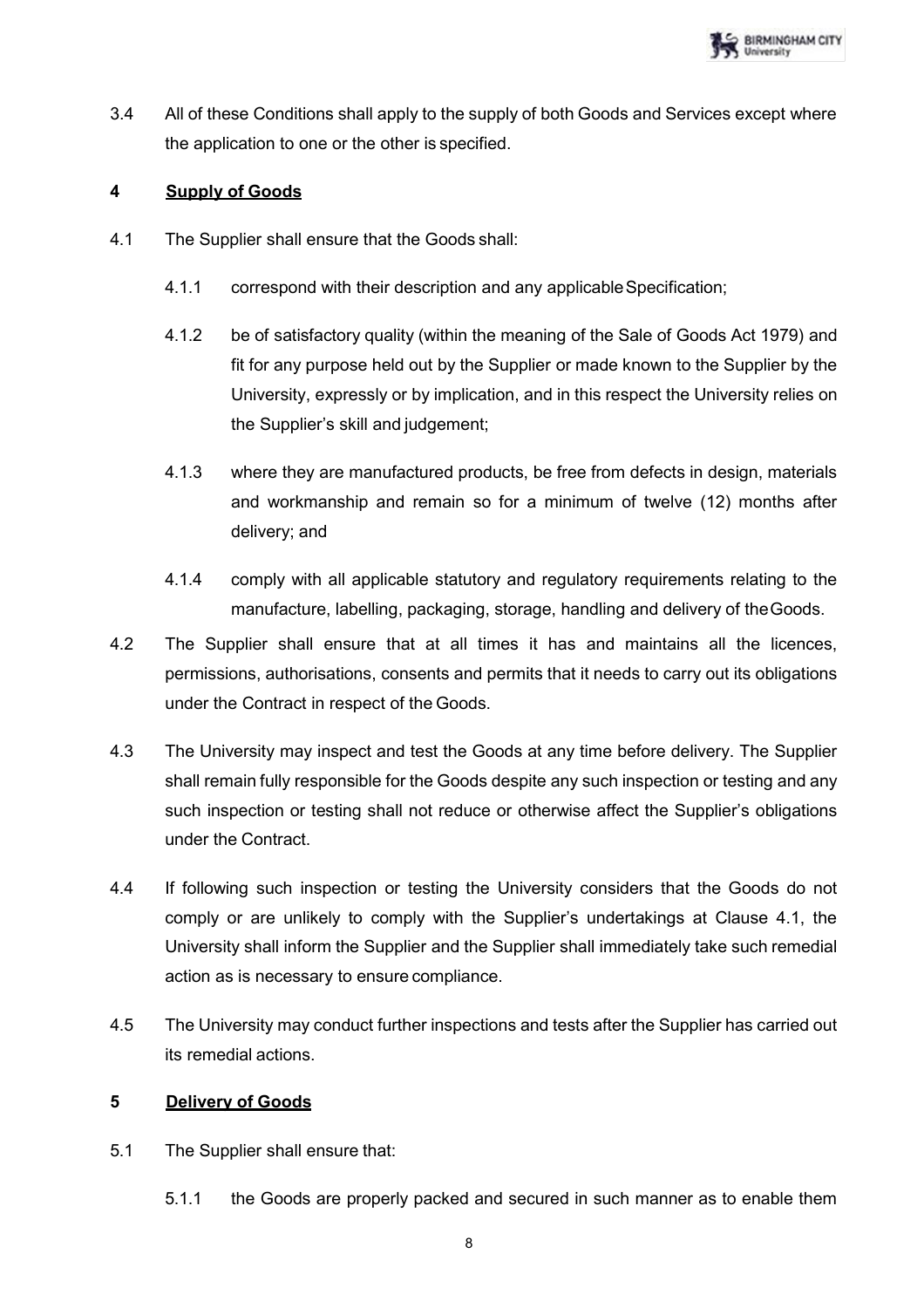3.4 All of these Conditions shall apply to the supply of both Goods and Services except where the application to one or the other is specified.

## 4 Supply of Goods

4.1 The Supplier shall ensure that the Goods shall:

4.1.1 correspond with their description and any applicable Specification;

4.1.2 be of satisfactory quality (within the meaning of the Sale of Goods Act 1979) and fit for any purpose held out by the Supplier or made known to the Supplier by the University, expressly or by implication, and in this respect the University relies on the Supplier's skill and judgement;

4.1.3 where they are manufactured products, be free from defects in design, materials and workmanship and remain so for a minimum of twelve (12) months after delivery; and

4.1.4 comply with all applicable statutory and regulatory requirements relating to the manufacture, labelling, packaging, storage, handling and delivery of the Goods.

4.2 The Supplier shall ensure that at all times it has and maintains all the licences, permissions, authorisations, consents and permits that it needs to carry out its obligations under the Contract in respect of the Goods.

4.3 The University may inspect and test the Goods at any time before delivery. The Supplier shall remain fully responsible for the Goods despite any such inspection or testing and any such inspection or testing shall not reduce or otherwise affect the Supplier's obligations under the Contract.

4.4 If following such inspection or testing the University considers that the Goods do not comply or are unlikely to comply with the Supplier's undertakings at Clause 4.1, the University shall inform the Supplier and the Supplier shall immediately take such remedial action as is necessary to ensure compliance.

4.5 The University may conduct further inspections and tests after the Supplier has carried out its remedial actions.

## 5 Delivery of Goods

5.1 The Supplier shall ensure that:

5.1.1 the Goods are properly packed and secured in such manner as to enable them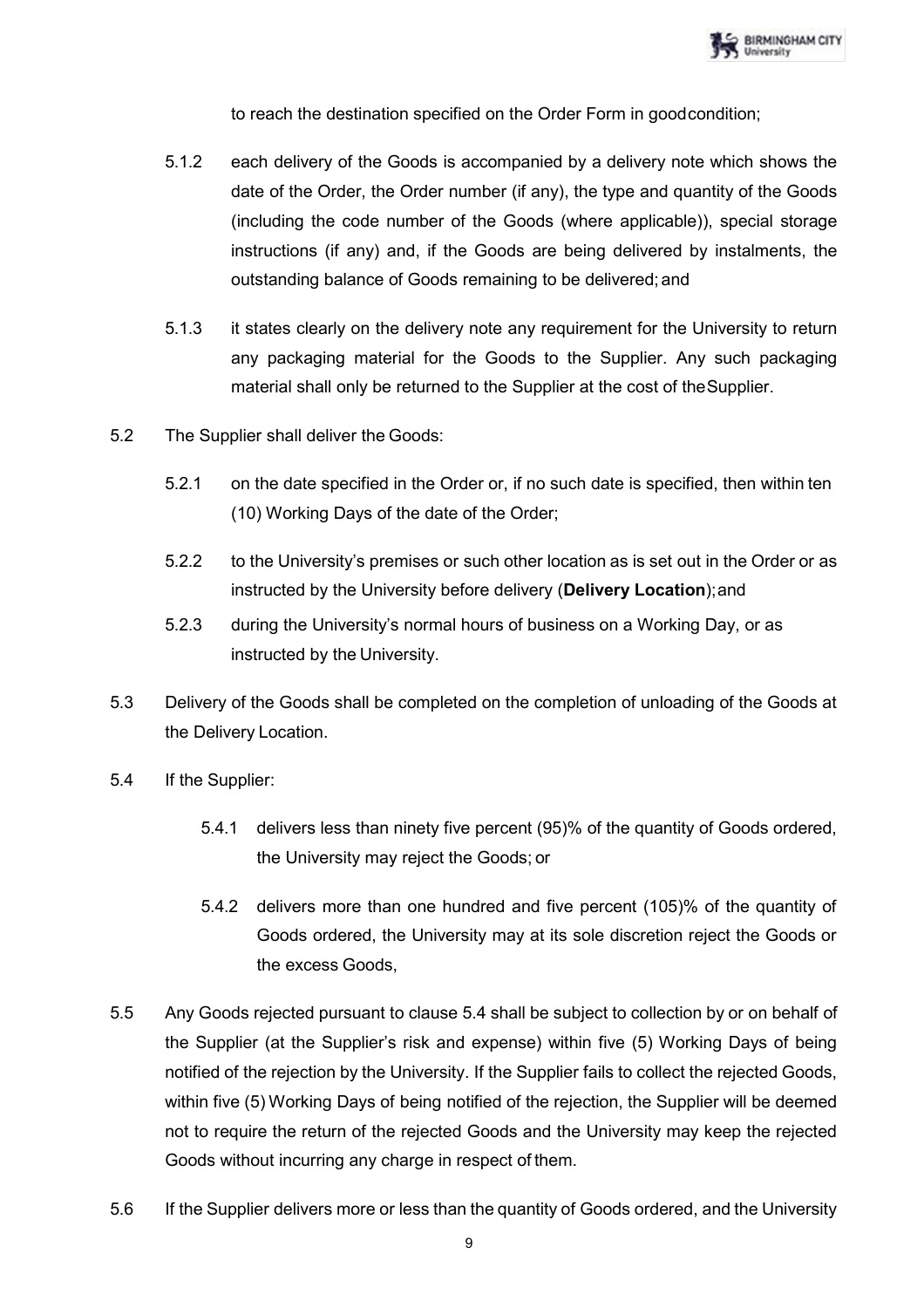to reach the destination specified on the Order Form in good condition;

5.1.2 each delivery of the Goods is accompanied by a delivery note which shows the date of the Order, the Order number (if any), the type and quantity of the Goods (including the code number of the Goods (where applicable)), special storage instructions (if any) and, if the Goods are being delivered by instalments, the outstanding balance of Goods remaining to be delivered; and

5.1.3 it states clearly on the delivery note any requirement for the University to return any packaging material for the Goods to the Supplier. Any such packaging material shall only be returned to the Supplier at the cost of the Supplier.

5.2 The Supplier shall deliver the Goods:

5.2.1 on the date specified in the Order or, if no such date is specified, then within ten (10) Working Days of the date of the Order;

5.2.2 to the University's premises or such other location as is set out in the Order or as instructed by the University before delivery (**Delivery Location**); and

5.2.3 during the University's normal hours of business on a Working Day, or as instructed by the University.

5.3 Delivery of the Goods shall be completed on the completion of unloading of the Goods at the Delivery Location.

5.4 If the Supplier:

5.4.1 delivers less than ninety five percent (95)% of the quantity of Goods ordered, the University may reject the Goods; or

5.4.2 delivers more than one hundred and five percent (105)% of the quantity of Goods ordered, the University may at its sole discretion reject the Goods or the excess Goods,

5.5 Any Goods rejected pursuant to clause 5.4 shall be subject to collection by or on behalf of the Supplier (at the Supplier's risk and expense) within five (5) Working Days of being notified of the rejection by the University. If the Supplier fails to collect the rejected Goods, within five (5) Working Days of being notified of the rejection, the Supplier will be deemed not to require the return of the rejected Goods and the University may keep the rejected Goods without incurring any charge in respect of them.

5.6 If the Supplier delivers more or less than the quantity of Goods ordered, and the University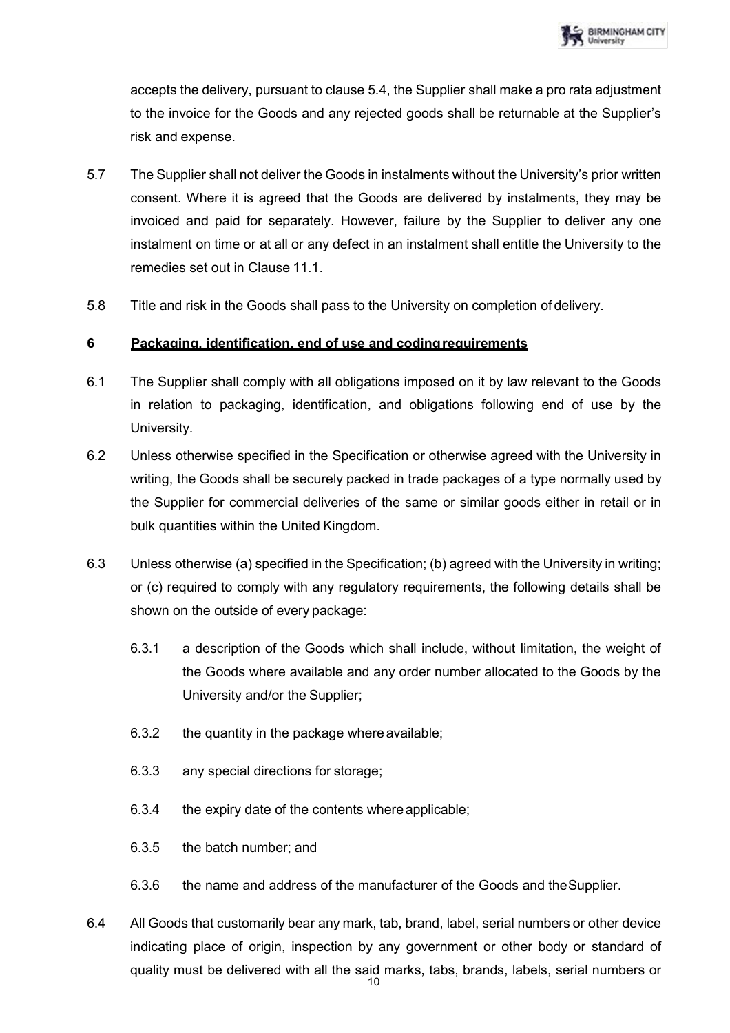accepts the delivery, pursuant to clause 5.4, the Supplier shall make a pro rata adjustment to the invoice for the Goods and any rejected goods shall be returnable at the Supplier's risk and expense.

5.7 The Supplier shall not deliver the Goods in instalments without the University's prior written consent. Where it is agreed that the Goods are delivered by instalments, they may be invoiced and paid for separately. However, failure by the Supplier to deliver any one instalment on time or at all or any defect in an instalment shall entitle the University to the remedies set out in Clause 11.1.

5.8 Title and risk in the Goods shall pass to the University on completion of delivery.

## 6 Packaging, identification, end of use and coding requirements

6.1 The Supplier shall comply with all obligations imposed on it by law relevant to the Goods in relation to packaging, identification, and obligations following end of use by the University.

6.2 Unless otherwise specified in the Specification or otherwise agreed with the University in writing, the Goods shall be securely packed in trade packages of a type normally used by the Supplier for commercial deliveries of the same or similar goods either in retail or in bulk quantities within the United Kingdom.

6.3 Unless otherwise (a) specified in the Specification; (b) agreed with the University in writing; or (c) required to comply with any regulatory requirements, the following details shall be shown on the outside of every package:

6.3.1 a description of the Goods which shall include, without limitation, the weight of the Goods where available and any order number allocated to the Goods by the University and/or the Supplier;

6.3.2 the quantity in the package where available;

6.3.3 any special directions for storage;

6.3.4 the expiry date of the contents where applicable;

6.3.5 the batch number; and

6.3.6 the name and address of the manufacturer of the Goods and the Supplier.

6.4 All Goods that customarily bear any mark, tab, brand, label, serial numbers or other device indicating place of origin, inspection by any government or other body or standard of quality must be delivered with all the said marks, tabs, brands, labels, serial numbers or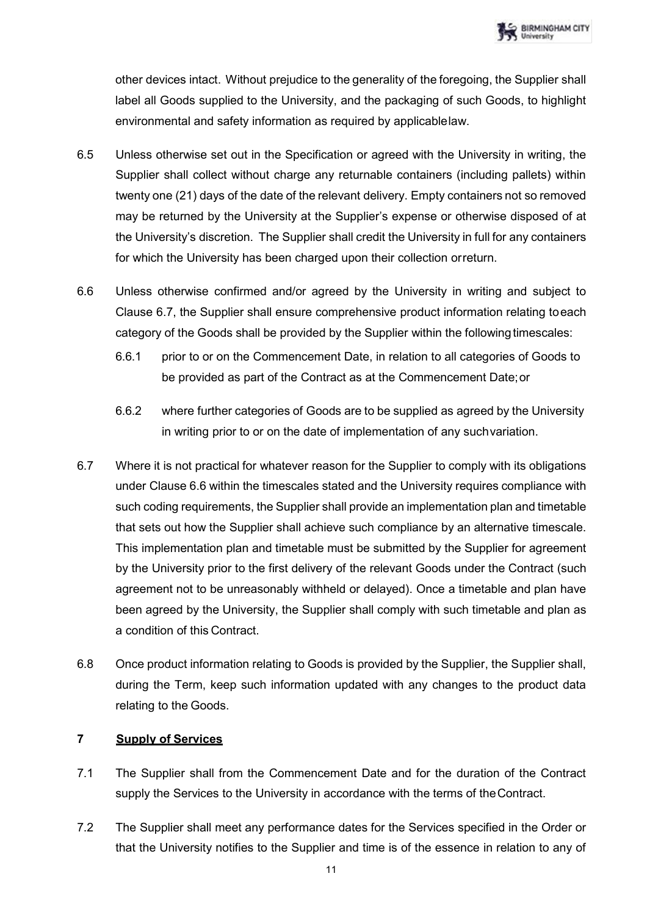other devices intact. Without prejudice to the generality of the foregoing, the Supplier shall label all Goods supplied to the University, and the packaging of such Goods, to highlight environmental and safety information as required by applicable law.

6.5 Unless otherwise set out in the Specification or agreed with the University in writing, the Supplier shall collect without charge any returnable containers (including pallets) within twenty one (21) days of the date of the relevant delivery. Empty containers not so removed may be returned by the University at the Supplier's expense or otherwise disposed of at the University's discretion. The Supplier shall credit the University in full for any containers for which the University has been charged upon their collection or return.

6.6 Unless otherwise confirmed and/or agreed by the University in writing and subject to Clause 6.7, the Supplier shall ensure comprehensive product information relating to each category of the Goods shall be provided by the Supplier within the following timescales:

6.6.1 prior to or on the Commencement Date, in relation to all categories of Goods to be provided as part of the Contract as at the Commencement Date; or

6.6.2 where further categories of Goods are to be supplied as agreed by the University in writing prior to or on the date of implementation of any such variation.

6.7 Where it is not practical for whatever reason for the Supplier to comply with its obligations under Clause 6.6 within the timescales stated and the University requires compliance with such coding requirements, the Supplier shall provide an implementation plan and timetable that sets out how the Supplier shall achieve such compliance by an alternative timescale. This implementation plan and timetable must be submitted by the Supplier for agreement by the University prior to the first delivery of the relevant Goods under the Contract (such agreement not to be unreasonably withheld or delayed). Once a timetable and plan have been agreed by the University, the Supplier shall comply with such timetable and plan as a condition of this Contract.

6.8 Once product information relating to Goods is provided by the Supplier, the Supplier shall, during the Term, keep such information updated with any changes to the product data relating to the Goods.

## 7 Supply of Services

7.1 The Supplier shall from the Commencement Date and for the duration of the Contract supply the Services to the University in accordance with the terms of the Contract.

7.2 The Supplier shall meet any performance dates for the Services specified in the Order or that the University notifies to the Supplier and time is of the essence in relation to any of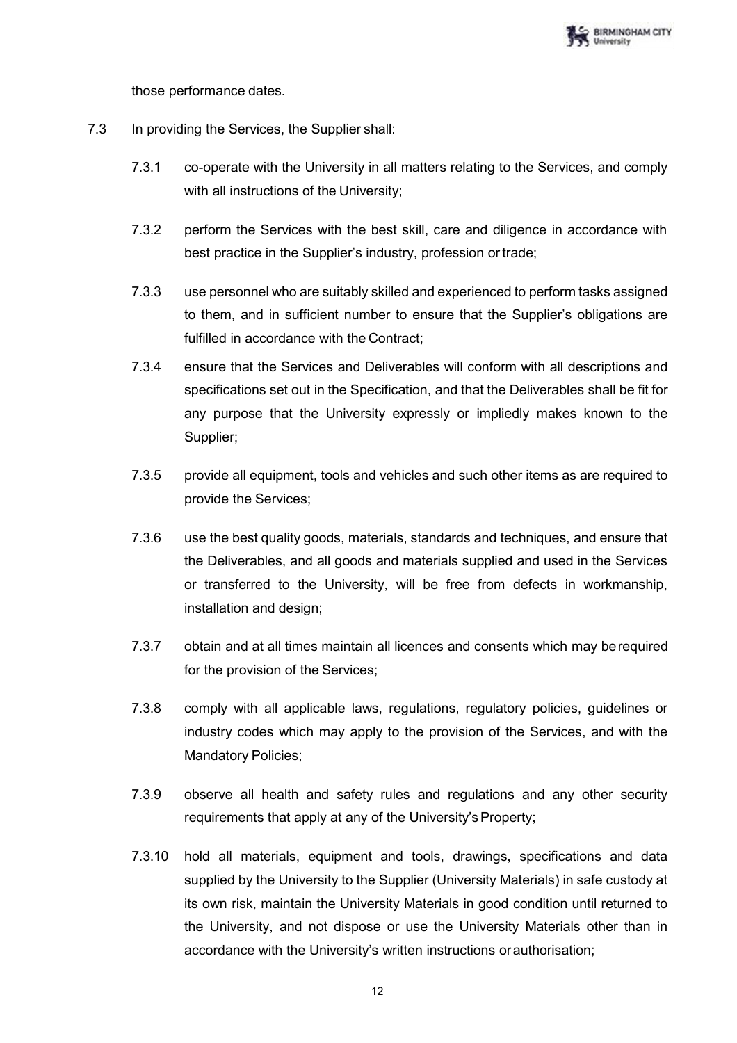those performance dates.

7.3 In providing the Services, the Supplier shall:

7.3.1 co-operate with the University in all matters relating to the Services, and comply with all instructions of the University;

7.3.2 perform the Services with the best skill, care and diligence in accordance with best practice in the Supplier's industry, profession or trade;

7.3.3 use personnel who are suitably skilled and experienced to perform tasks assigned to them, and in sufficient number to ensure that the Supplier's obligations are fulfilled in accordance with the Contract;

7.3.4 ensure that the Services and Deliverables will conform with all descriptions and specifications set out in the Specification, and that the Deliverables shall be fit for any purpose that the University expressly or impliedly makes known to the Supplier;

7.3.5 provide all equipment, tools and vehicles and such other items as are required to provide the Services;

7.3.6 use the best quality goods, materials, standards and techniques, and ensure that the Deliverables, and all goods and materials supplied and used in the Services or transferred to the University, will be free from defects in workmanship, installation and design;

7.3.7 obtain and at all times maintain all licences and consents which may be required for the provision of the Services;

7.3.8 comply with all applicable laws, regulations, regulatory policies, guidelines or industry codes which may apply to the provision of the Services, and with the Mandatory Policies;

7.3.9 observe all health and safety rules and regulations and any other security requirements that apply at any of the University's Property;

7.3.10 hold all materials, equipment and tools, drawings, specifications and data supplied by the University to the Supplier (University Materials) in safe custody at its own risk, maintain the University Materials in good condition until returned to the University, and not dispose or use the University Materials other than in accordance with the University's written instructions or authorisation;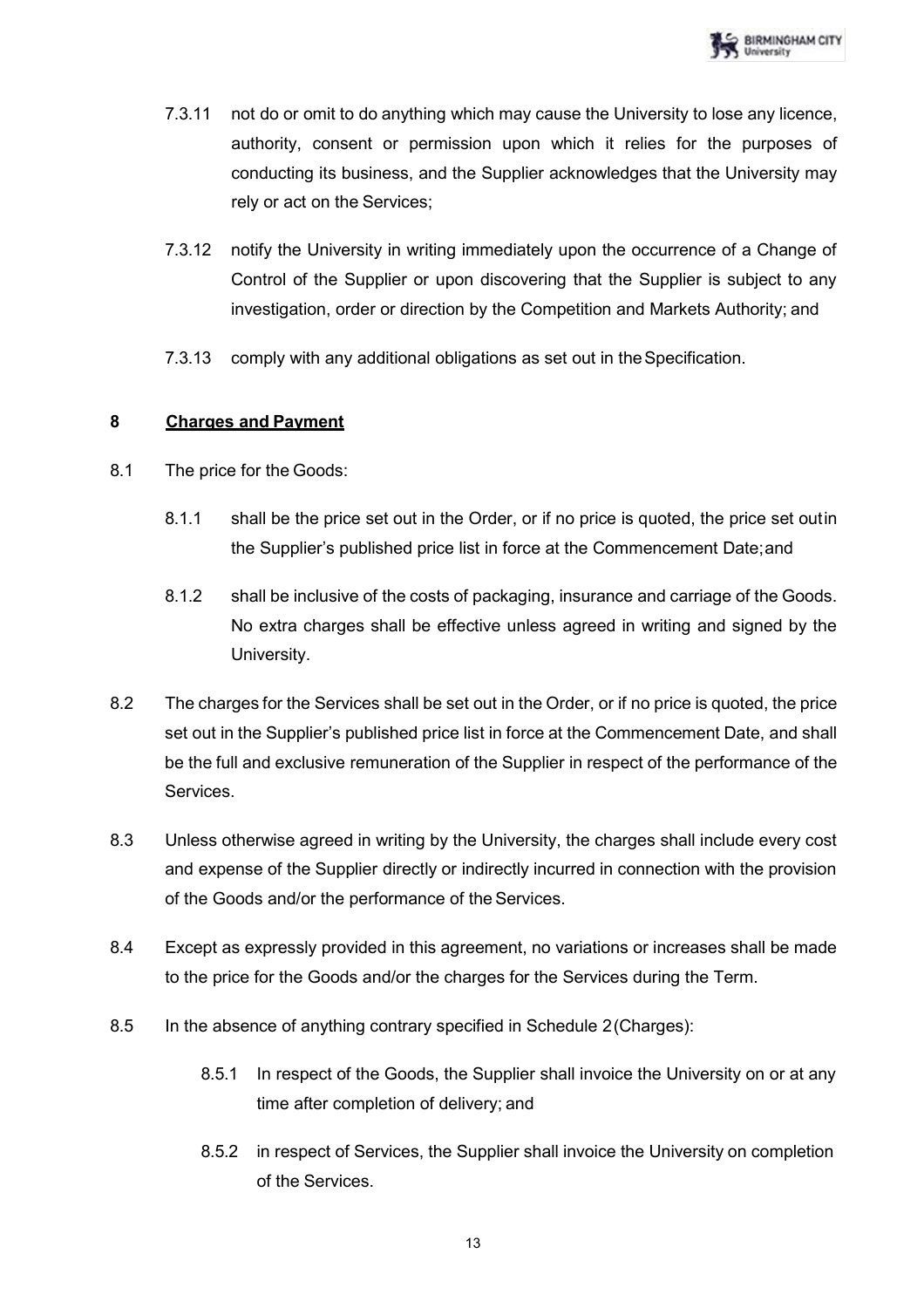7.3.11 not do or omit to do anything which may cause the University to lose any licence, authority, consent or permission upon which it relies for the purposes of conducting its business, and the Supplier acknowledges that the University may rely or act on the Services;

7.3.12 notify the University in writing immediately upon the occurrence of a Change of Control of the Supplier or upon discovering that the Supplier is subject to any investigation, order or direction by the Competition and Markets Authority; and

7.3.13 comply with any additional obligations as set out in the Specification.

**8 Charges and Payment**

8.1 The price for the Goods:

8.1.1 shall be the price set out in the Order, or if no price is quoted, the price set out in the Supplier's published price list in force at the Commencement Date; and

8.1.2 shall be inclusive of the costs of packaging, insurance and carriage of the Goods. No extra charges shall be effective unless agreed in writing and signed by the University.

8.2 The charges for the Services shall be set out in the Order, or if no price is quoted, the price set out in the Supplier's published price list in force at the Commencement Date, and shall be the full and exclusive remuneration of the Supplier in respect of the performance of the Services.

8.3 Unless otherwise agreed in writing by the University, the charges shall include every cost and expense of the Supplier directly or indirectly incurred in connection with the provision of the Goods and/or the performance of the Services.

8.4 Except as expressly provided in this agreement, no variations or increases shall be made to the price for the Goods and/or the charges for the Services during the Term.

8.5 In the absence of anything contrary specified in Schedule 2 (Charges):

8.5.1 In respect of the Goods, the Supplier shall invoice the University on or at any time after completion of delivery; and

8.5.2 in respect of Services, the Supplier shall invoice the University on completion of the Services.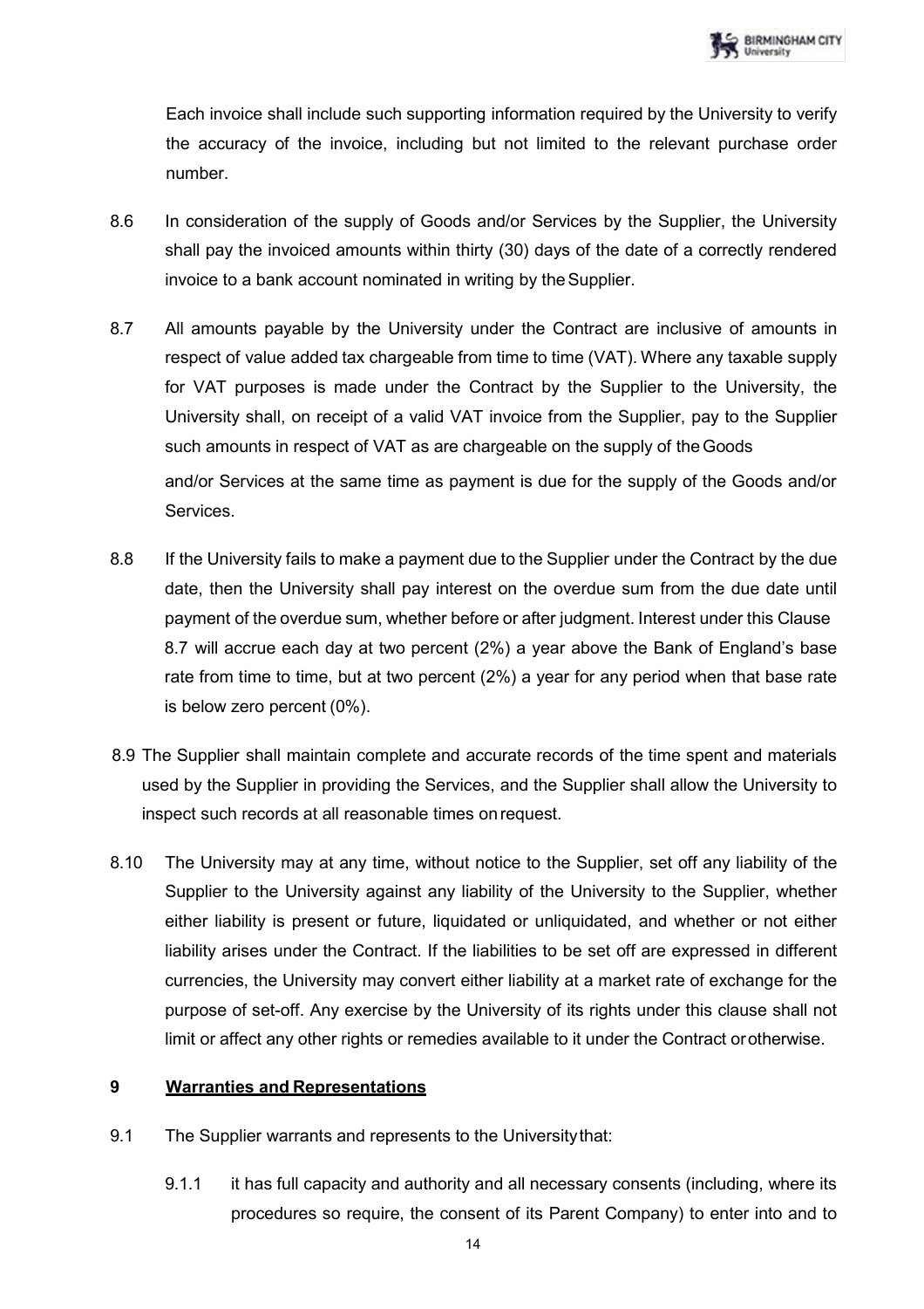Each invoice shall include such supporting information required by the University to verify the accuracy of the invoice, including but not limited to the relevant purchase order number.

8.6 In consideration of the supply of Goods and/or Services by the Supplier, the University shall pay the invoiced amounts within thirty (30) days of the date of a correctly rendered invoice to a bank account nominated in writing by the Supplier.

8.7 All amounts payable by the University under the Contract are inclusive of amounts in respect of value added tax chargeable from time to time (VAT). Where any taxable supply for VAT purposes is made under the Contract by the Supplier to the University, the University shall, on receipt of a valid VAT invoice from the Supplier, pay to the Supplier such amounts in respect of VAT as are chargeable on the supply of the Goods and/or Services at the same time as payment is due for the supply of the Goods and/or Services.

8.8 If the University fails to make a payment due to the Supplier under the Contract by the due date, then the University shall pay interest on the overdue sum from the due date until payment of the overdue sum, whether before or after judgment. Interest under this Clause 8.7 will accrue each day at two percent (2%) a year above the Bank of England's base rate from time to time, but at two percent (2%) a year for any period when that base rate is below zero percent (0%).

8.9 The Supplier shall maintain complete and accurate records of the time spent and materials used by the Supplier in providing the Services, and the Supplier shall allow the University to inspect such records at all reasonable times on request.

8.10 The University may at any time, without notice to the Supplier, set off any liability of the Supplier to the University against any liability of the University to the Supplier, whether either liability is present or future, liquidated or unliquidated, and whether or not either liability arises under the Contract. If the liabilities to be set off are expressed in different currencies, the University may convert either liability at a market rate of exchange for the purpose of set-off. Any exercise by the University of its rights under this clause shall not limit or affect any other rights or remedies available to it under the Contract or otherwise.

## 9 <u>Warranties and Representations</u>

9.1 The Supplier warrants and represents to the University that:

9.1.1 it has full capacity and authority and all necessary consents (including, where its procedures so require, the consent of its Parent Company) to enter into and to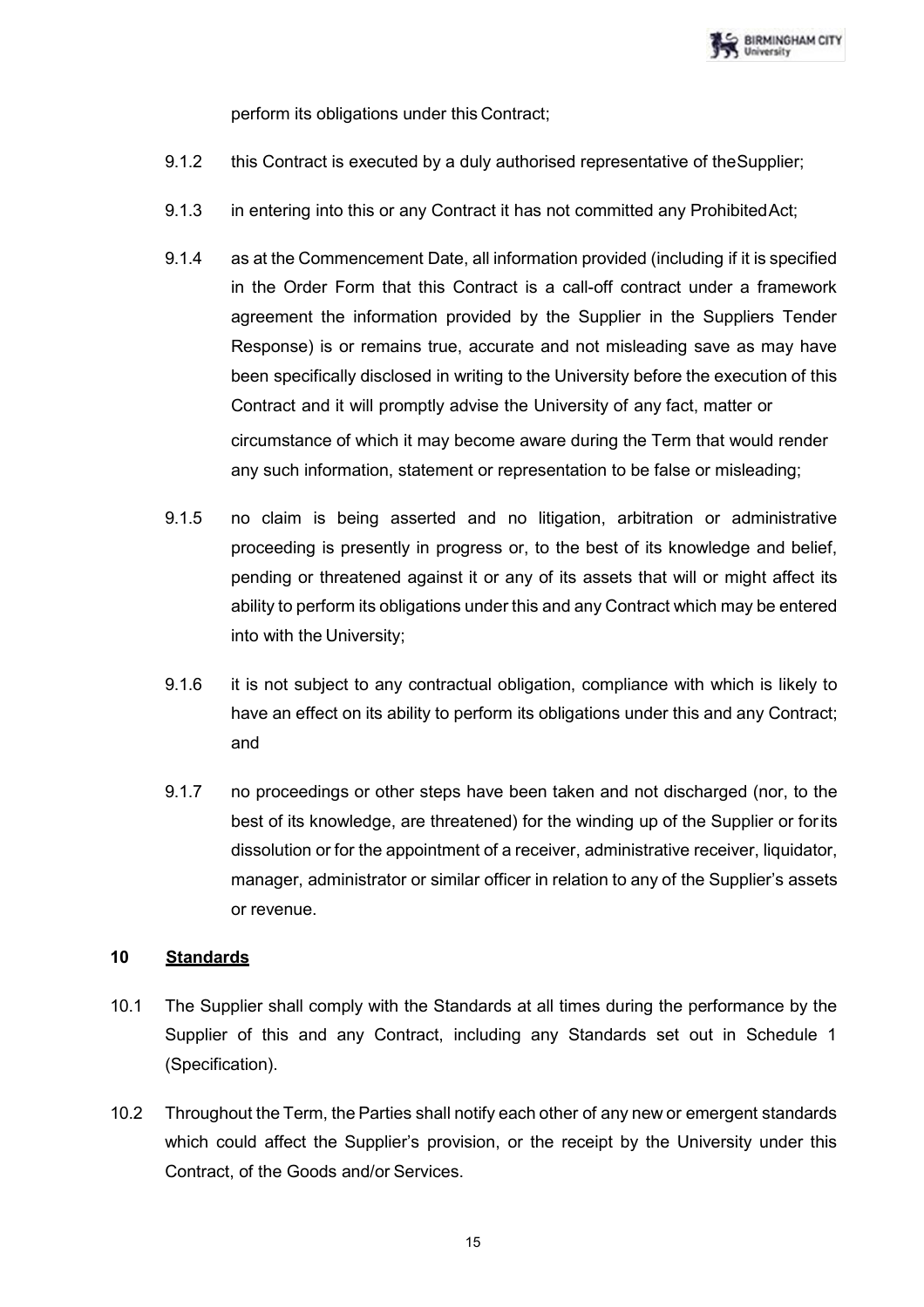perform its obligations under this Contract;

9.1.2 this Contract is executed by a duly authorised representative of the Supplier;

9.1.3 in entering into this or any Contract it has not committed any Prohibited Act;

9.1.4 as at the Commencement Date, all information provided (including if it is specified in the Order Form that this Contract is a call-off contract under a framework agreement the information provided by the Supplier in the Suppliers Tender Response) is or remains true, accurate and not misleading save as may have been specifically disclosed in writing to the University before the execution of this Contract and it will promptly advise the University of any fact, matter or circumstance of which it may become aware during the Term that would render any such information, statement or representation to be false or misleading;

9.1.5 no claim is being asserted and no litigation, arbitration or administrative proceeding is presently in progress or, to the best of its knowledge and belief, pending or threatened against it or any of its assets that will or might affect its ability to perform its obligations under this and any Contract which may be entered into with the University;

9.1.6 it is not subject to any contractual obligation, compliance with which is likely to have an effect on its ability to perform its obligations under this and any Contract; and

9.1.7 no proceedings or other steps have been taken and not discharged (nor, to the best of its knowledge, are threatened) for the winding up of the Supplier or for its dissolution or for the appointment of a receiver, administrative receiver, liquidator, manager, administrator or similar officer in relation to any of the Supplier's assets or revenue.

## 10 Standards

10.1 The Supplier shall comply with the Standards at all times during the performance by the Supplier of this and any Contract, including any Standards set out in Schedule 1 (Specification).

10.2 Throughout the Term, the Parties shall notify each other of any new or emergent standards which could affect the Supplier's provision, or the receipt by the University under this Contract, of the Goods and/or Services.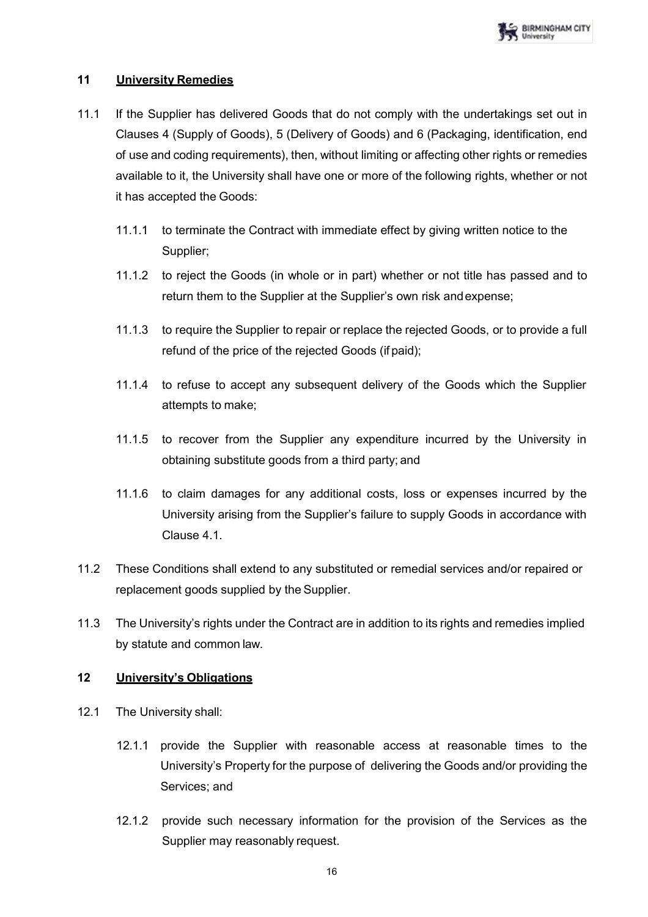## 11 University Remedies

11.1 If the Supplier has delivered Goods that do not comply with the undertakings set out in Clauses 4 (Supply of Goods), 5 (Delivery of Goods) and 6 (Packaging, identification, end of use and coding requirements), then, without limiting or affecting other rights or remedies available to it, the University shall have one or more of the following rights, whether or not it has accepted the Goods:

11.1.1 to terminate the Contract with immediate effect by giving written notice to the Supplier;

11.1.2 to reject the Goods (in whole or in part) whether or not title has passed and to return them to the Supplier at the Supplier's own risk and expense;

11.1.3 to require the Supplier to repair or replace the rejected Goods, or to provide a full refund of the price of the rejected Goods (if paid);

11.1.4 to refuse to accept any subsequent delivery of the Goods which the Supplier attempts to make;

11.1.5 to recover from the Supplier any expenditure incurred by the University in obtaining substitute goods from a third party; and

11.1.6 to claim damages for any additional costs, loss or expenses incurred by the University arising from the Supplier's failure to supply Goods in accordance with Clause 4.1.

11.2 These Conditions shall extend to any substituted or remedial services and/or repaired or replacement goods supplied by the Supplier.

11.3 The University's rights under the Contract are in addition to its rights and remedies implied by statute and common law.

## 12 University's Obligations

12.1 The University shall:

12.1.1 provide the Supplier with reasonable access at reasonable times to the University's Property for the purpose of delivering the Goods and/or providing the Services; and

12.1.2 provide such necessary information for the provision of the Services as the Supplier may reasonably request.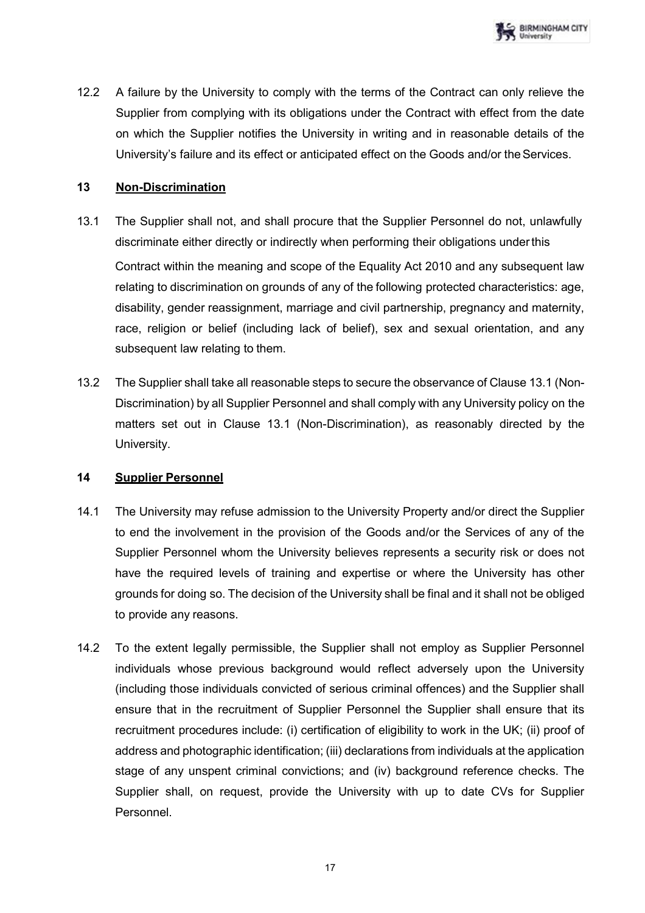12.2 A failure by the University to comply with the terms of the Contract can only relieve the Supplier from complying with its obligations under the Contract with effect from the date on which the Supplier notifies the University in writing and in reasonable details of the University's failure and its effect or anticipated effect on the Goods and/or the Services.

## 13 Non-Discrimination

13.1 The Supplier shall not, and shall procure that the Supplier Personnel do not, unlawfully discriminate either directly or indirectly when performing their obligations under this Contract within the meaning and scope of the Equality Act 2010 and any subsequent law relating to discrimination on grounds of any of the following protected characteristics: age, disability, gender reassignment, marriage and civil partnership, pregnancy and maternity, race, religion or belief (including lack of belief), sex and sexual orientation, and any subsequent law relating to them.

13.2 The Supplier shall take all reasonable steps to secure the observance of Clause 13.1 (Non-Discrimination) by all Supplier Personnel and shall comply with any University policy on the matters set out in Clause 13.1 (Non-Discrimination), as reasonably directed by the University.

## 14 Supplier Personnel

14.1 The University may refuse admission to the University Property and/or direct the Supplier to end the involvement in the provision of the Goods and/or the Services of any of the Supplier Personnel whom the University believes represents a security risk or does not have the required levels of training and expertise or where the University has other grounds for doing so. The decision of the University shall be final and it shall not be obliged to provide any reasons.

14.2 To the extent legally permissible, the Supplier shall not employ as Supplier Personnel individuals whose previous background would reflect adversely upon the University (including those individuals convicted of serious criminal offences) and the Supplier shall ensure that in the recruitment of Supplier Personnel the Supplier shall ensure that its recruitment procedures include: (i) certification of eligibility to work in the UK; (ii) proof of address and photographic identification; (iii) declarations from individuals at the application stage of any unspent criminal convictions; and (iv) background reference checks. The Supplier shall, on request, provide the University with up to date CVs for Supplier Personnel.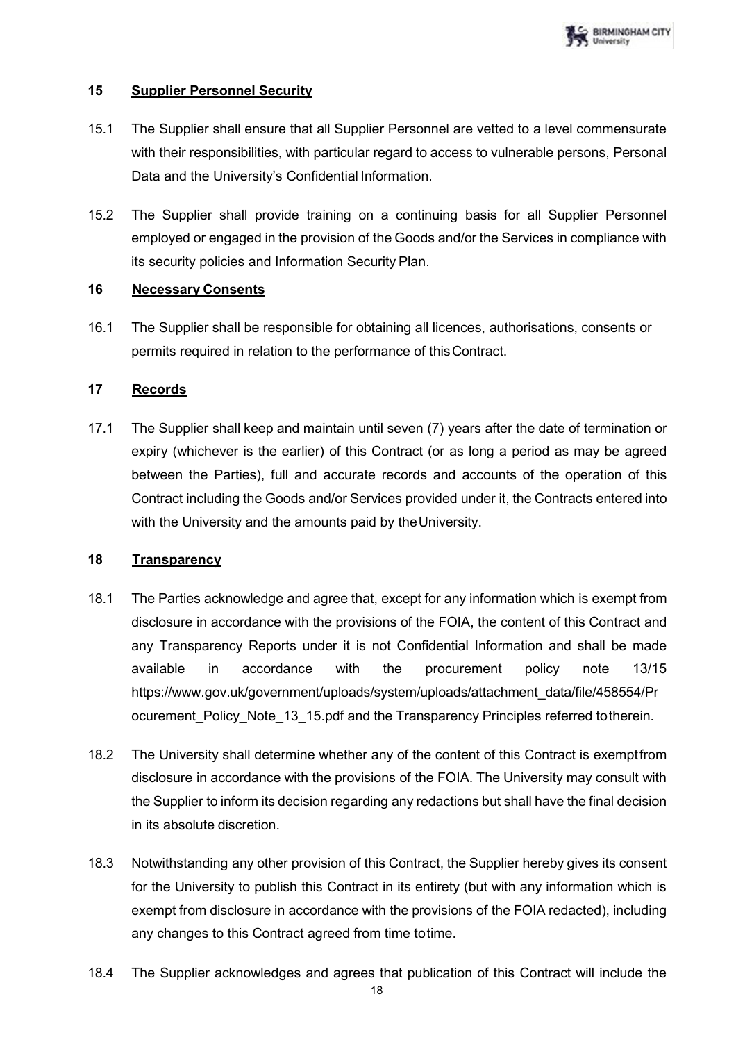## 15 Supplier Personnel Security

15.1 The Supplier shall ensure that all Supplier Personnel are vetted to a level commensurate with their responsibilities, with particular regard to access to vulnerable persons, Personal Data and the University's Confidential Information.

15.2 The Supplier shall provide training on a continuing basis for all Supplier Personnel employed or engaged in the provision of the Goods and/or the Services in compliance with its security policies and Information Security Plan.

## 16 Necessary Consents

16.1 The Supplier shall be responsible for obtaining all licences, authorisations, consents or permits required in relation to the performance of this Contract.

## 17 Records

17.1 The Supplier shall keep and maintain until seven (7) years after the date of termination or expiry (whichever is the earlier) of this Contract (or as long a period as may be agreed between the Parties), full and accurate records and accounts of the operation of this Contract including the Goods and/or Services provided under it, the Contracts entered into with the University and the amounts paid by the University.

## 18 Transparency

18.1 The Parties acknowledge and agree that, except for any information which is exempt from disclosure in accordance with the provisions of the FOIA, the content of this Contract and any Transparency Reports under it is not Confidential Information and shall be made available in accordance with the procurement policy note 13/15 https://www.gov.uk/government/uploads/system/uploads/attachment_data/file/458554/Procurement_Policy_Note_13_15.pdf and the Transparency Principles referred to therein.

18.2 The University shall determine whether any of the content of this Contract is exempt from disclosure in accordance with the provisions of the FOIA. The University may consult with the Supplier to inform its decision regarding any redactions but shall have the final decision in its absolute discretion.

18.3 Notwithstanding any other provision of this Contract, the Supplier hereby gives its consent for the University to publish this Contract in its entirety (but with any information which is exempt from disclosure in accordance with the provisions of the FOIA redacted), including any changes to this Contract agreed from time to time.

18.4 The Supplier acknowledges and agrees that publication of this Contract will include the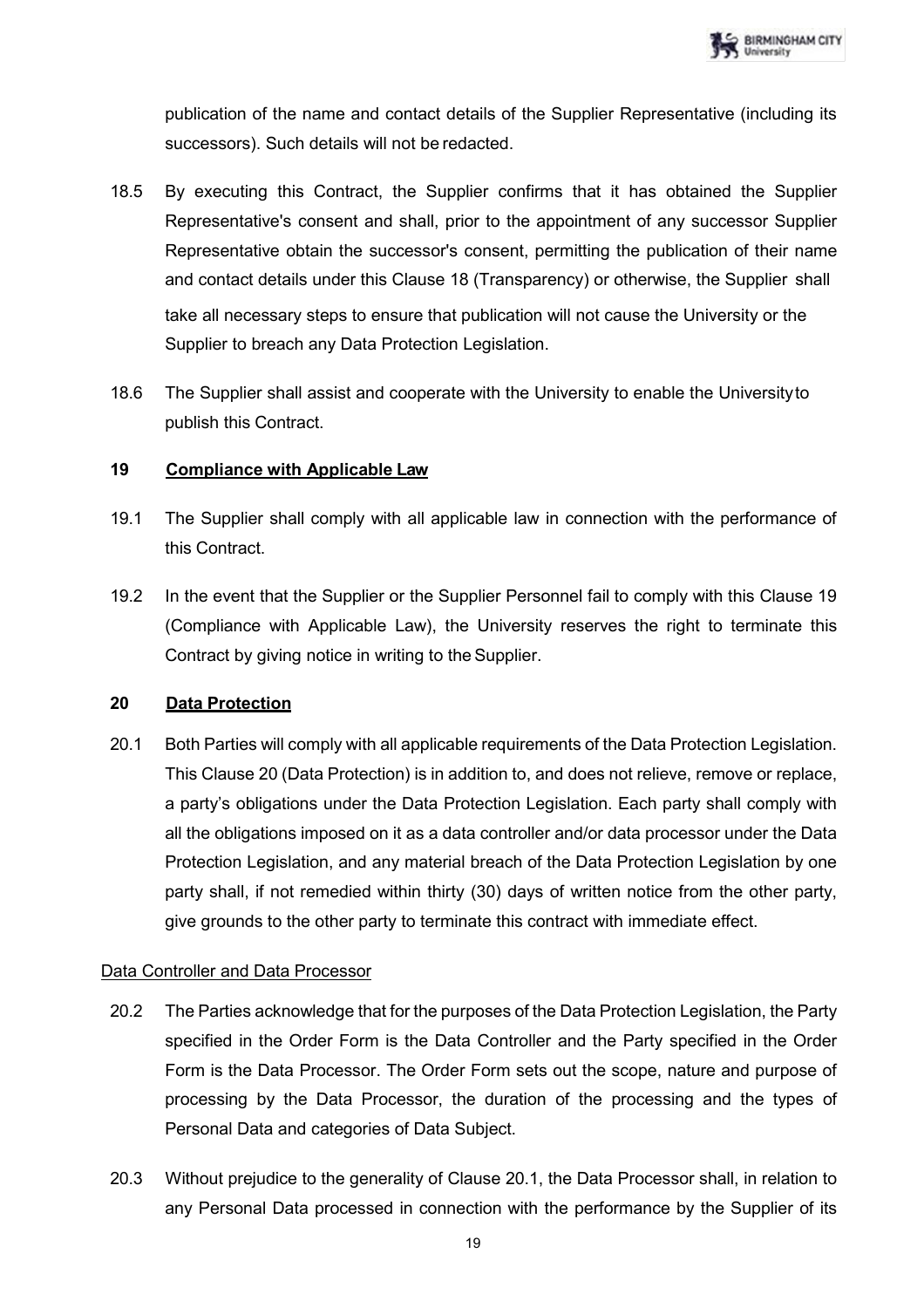publication of the name and contact details of the Supplier Representative (including its successors). Such details will not be redacted.

18.5 By executing this Contract, the Supplier confirms that it has obtained the Supplier Representative's consent and shall, prior to the appointment of any successor Supplier Representative obtain the successor's consent, permitting the publication of their name and contact details under this Clause 18 (Transparency) or otherwise, the Supplier shall take all necessary steps to ensure that publication will not cause the University or the Supplier to breach any Data Protection Legislation.

18.6 The Supplier shall assist and cooperate with the University to enable the University to publish this Contract.

**19 <u>Compliance with Applicable Law</u>**

19.1 The Supplier shall comply with all applicable law in connection with the performance of this Contract.

19.2 In the event that the Supplier or the Supplier Personnel fail to comply with this Clause 19 (Compliance with Applicable Law), the University reserves the right to terminate this Contract by giving notice in writing to the Supplier.

**20 <u>Data Protection</u>**

20.1 Both Parties will comply with all applicable requirements of the Data Protection Legislation. This Clause 20 (Data Protection) is in addition to, and does not relieve, remove or replace, a party's obligations under the Data Protection Legislation. Each party shall comply with all the obligations imposed on it as a data controller and/or data processor under the Data Protection Legislation, and any material breach of the Data Protection Legislation by one party shall, if not remedied within thirty (30) days of written notice from the other party, give grounds to the other party to terminate this contract with immediate effect.

<u>Data Controller and Data Processor</u>

20.2 The Parties acknowledge that for the purposes of the Data Protection Legislation, the Party specified in the Order Form is the Data Controller and the Party specified in the Order Form is the Data Processor. The Order Form sets out the scope, nature and purpose of processing by the Data Processor, the duration of the processing and the types of Personal Data and categories of Data Subject.

20.3 Without prejudice to the generality of Clause 20.1, the Data Processor shall, in relation to any Personal Data processed in connection with the performance by the Supplier of its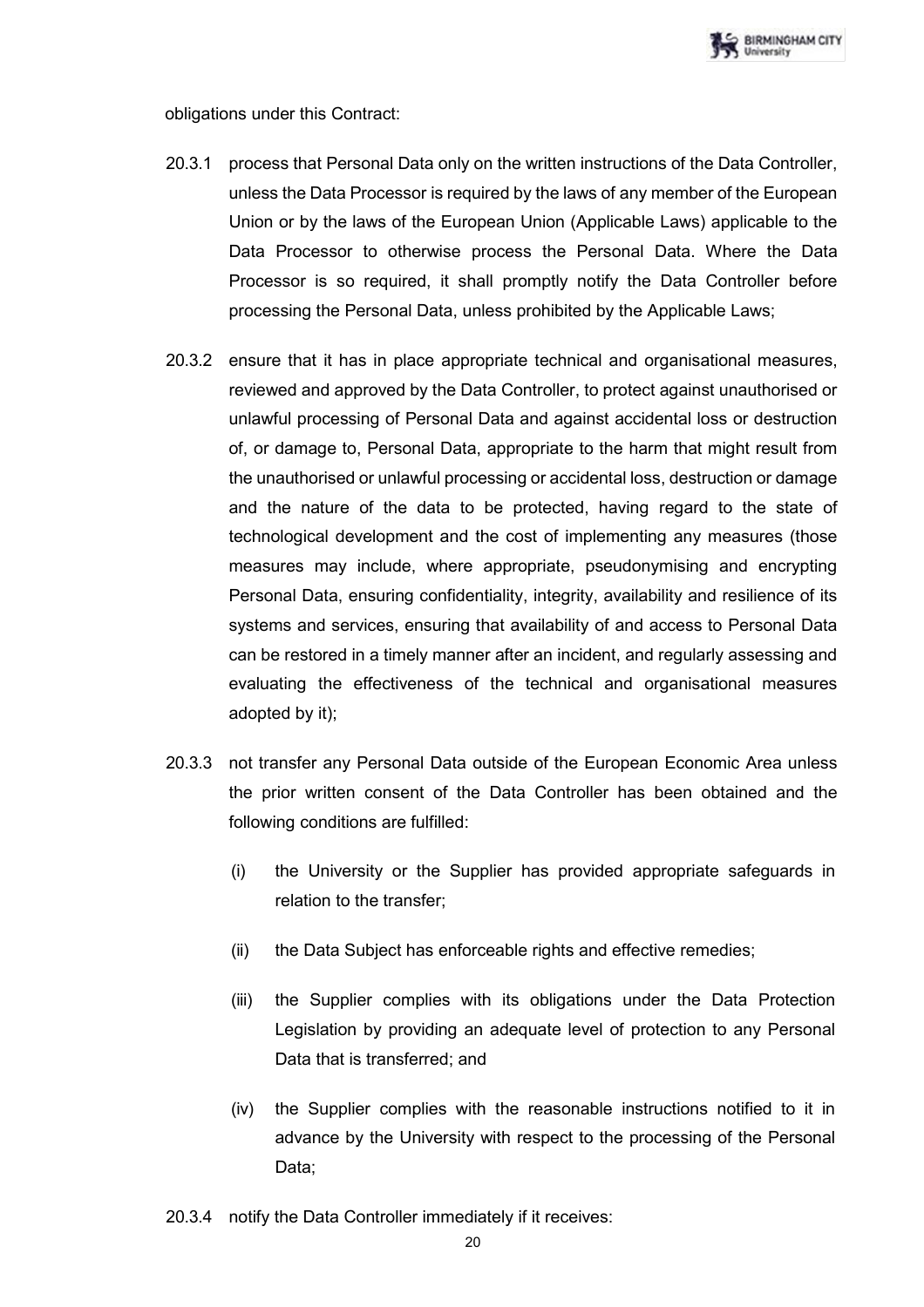obligations under this Contract:

20.3.1 process that Personal Data only on the written instructions of the Data Controller, unless the Data Processor is required by the laws of any member of the European Union or by the laws of the European Union (Applicable Laws) applicable to the Data Processor to otherwise process the Personal Data. Where the Data Processor is so required, it shall promptly notify the Data Controller before processing the Personal Data, unless prohibited by the Applicable Laws;

20.3.2 ensure that it has in place appropriate technical and organisational measures, reviewed and approved by the Data Controller, to protect against unauthorised or unlawful processing of Personal Data and against accidental loss or destruction of, or damage to, Personal Data, appropriate to the harm that might result from the unauthorised or unlawful processing or accidental loss, destruction or damage and the nature of the data to be protected, having regard to the state of technological development and the cost of implementing any measures (those measures may include, where appropriate, pseudonymising and encrypting Personal Data, ensuring confidentiality, integrity, availability and resilience of its systems and services, ensuring that availability of and access to Personal Data can be restored in a timely manner after an incident, and regularly assessing and evaluating the effectiveness of the technical and organisational measures adopted by it);

20.3.3 not transfer any Personal Data outside of the European Economic Area unless the prior written consent of the Data Controller has been obtained and the following conditions are fulfilled:

(i) the University or the Supplier has provided appropriate safeguards in relation to the transfer;

(ii) the Data Subject has enforceable rights and effective remedies;

(iii) the Supplier complies with its obligations under the Data Protection Legislation by providing an adequate level of protection to any Personal Data that is transferred; and

(iv) the Supplier complies with the reasonable instructions notified to it in advance by the University with respect to the processing of the Personal Data;

20.3.4 notify the Data Controller immediately if it receives: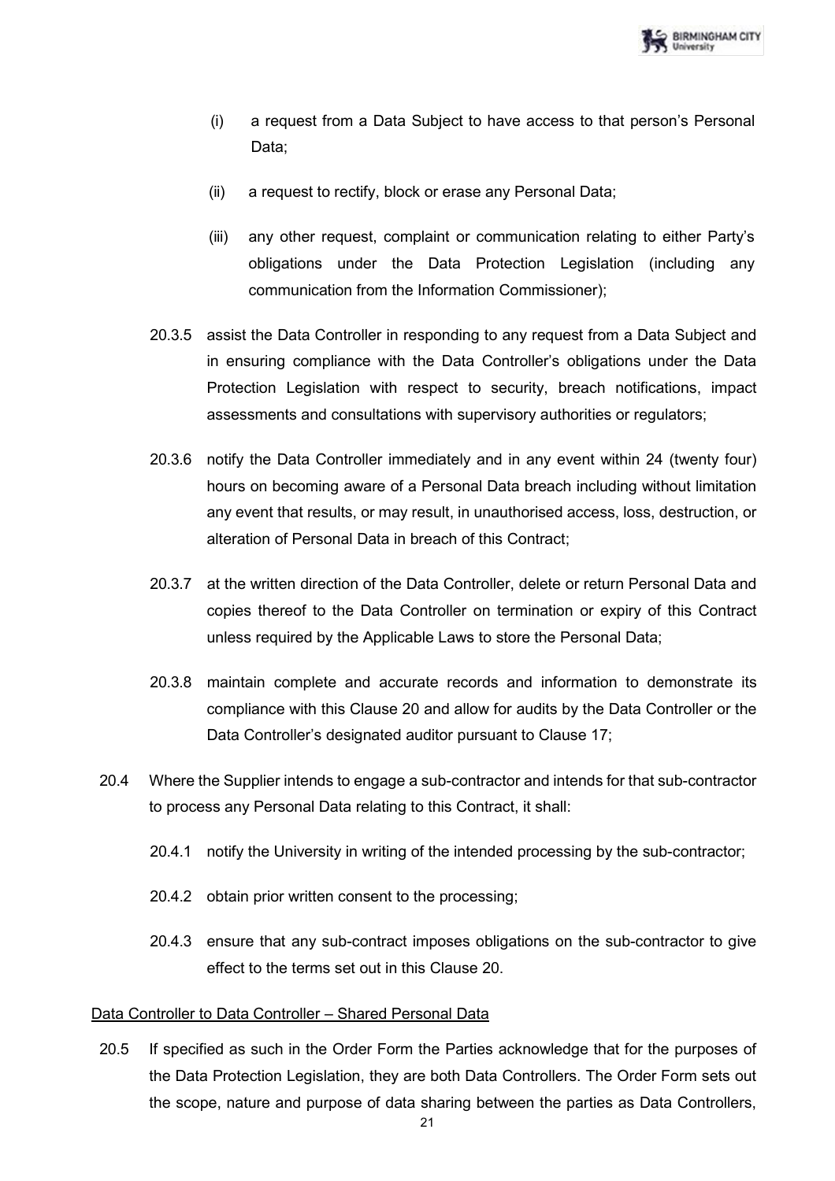(i) a request from a Data Subject to have access to that person's Personal Data;

(ii) a request to rectify, block or erase any Personal Data;

(iii) any other request, complaint or communication relating to either Party's obligations under the Data Protection Legislation (including any communication from the Information Commissioner);

20.3.5 assist the Data Controller in responding to any request from a Data Subject and in ensuring compliance with the Data Controller's obligations under the Data Protection Legislation with respect to security, breach notifications, impact assessments and consultations with supervisory authorities or regulators;

20.3.6 notify the Data Controller immediately and in any event within 24 (twenty four) hours on becoming aware of a Personal Data breach including without limitation any event that results, or may result, in unauthorised access, loss, destruction, or alteration of Personal Data in breach of this Contract;

20.3.7 at the written direction of the Data Controller, delete or return Personal Data and copies thereof to the Data Controller on termination or expiry of this Contract unless required by the Applicable Laws to store the Personal Data;

20.3.8 maintain complete and accurate records and information to demonstrate its compliance with this Clause 20 and allow for audits by the Data Controller or the Data Controller's designated auditor pursuant to Clause 17;

20.4 Where the Supplier intends to engage a sub-contractor and intends for that sub-contractor to process any Personal Data relating to this Contract, it shall:

20.4.1 notify the University in writing of the intended processing by the sub-contractor;

20.4.2 obtain prior written consent to the processing;

20.4.3 ensure that any sub-contract imposes obligations on the sub-contractor to give effect to the terms set out in this Clause 20.

Data Controller to Data Controller – Shared Personal Data

20.5 If specified as such in the Order Form the Parties acknowledge that for the purposes of the Data Protection Legislation, they are both Data Controllers. The Order Form sets out the scope, nature and purpose of data sharing between the parties as Data Controllers,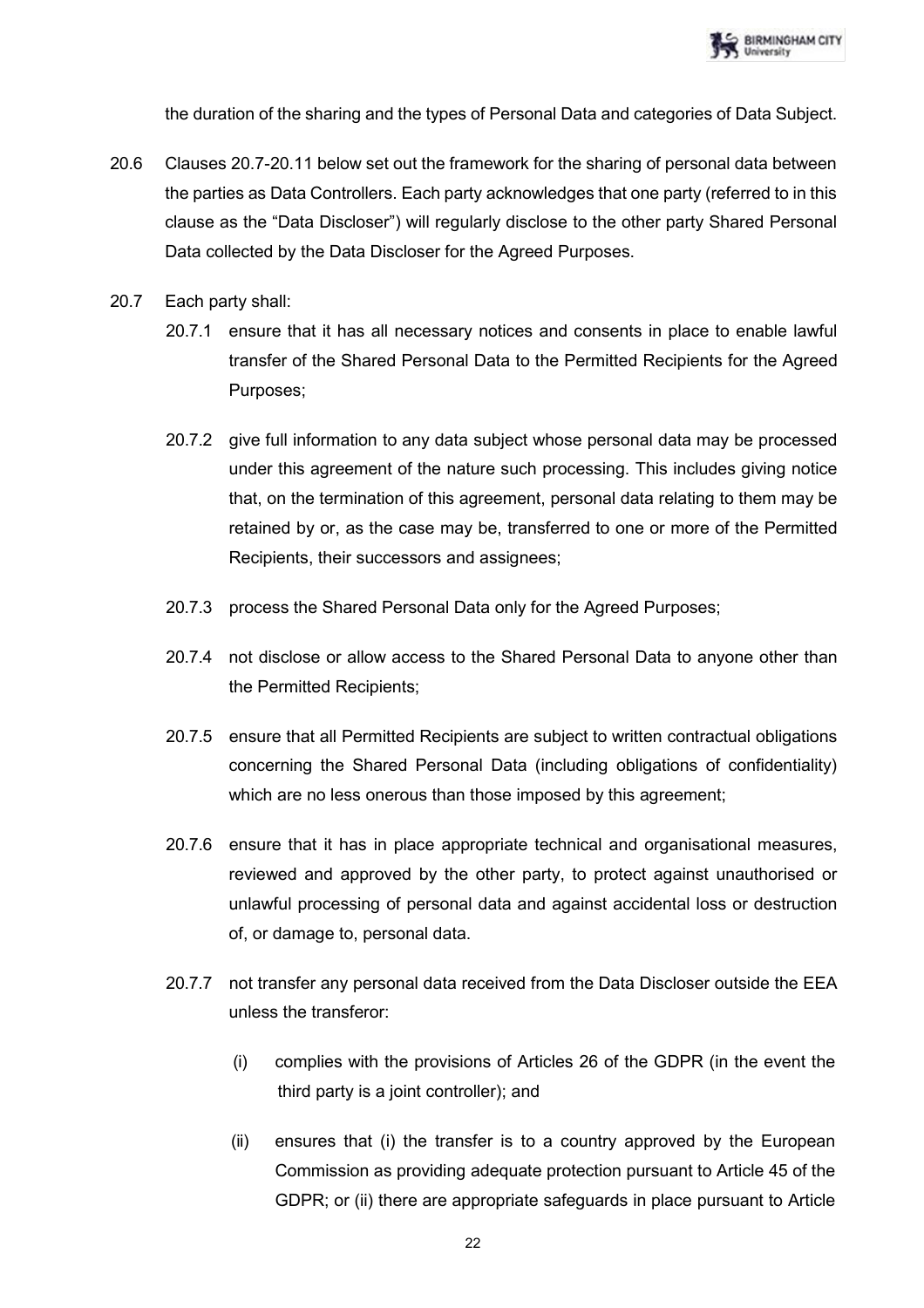the duration of the sharing and the types of Personal Data and categories of Data Subject.

20.6 Clauses 20.7-20.11 below set out the framework for the sharing of personal data between the parties as Data Controllers. Each party acknowledges that one party (referred to in this clause as the "Data Discloser") will regularly disclose to the other party Shared Personal Data collected by the Data Discloser for the Agreed Purposes.

20.7 Each party shall:

20.7.1 ensure that it has all necessary notices and consents in place to enable lawful transfer of the Shared Personal Data to the Permitted Recipients for the Agreed Purposes;

20.7.2 give full information to any data subject whose personal data may be processed under this agreement of the nature such processing. This includes giving notice that, on the termination of this agreement, personal data relating to them may be retained by or, as the case may be, transferred to one or more of the Permitted Recipients, their successors and assignees;

20.7.3 process the Shared Personal Data only for the Agreed Purposes;

20.7.4 not disclose or allow access to the Shared Personal Data to anyone other than the Permitted Recipients;

20.7.5 ensure that all Permitted Recipients are subject to written contractual obligations concerning the Shared Personal Data (including obligations of confidentiality) which are no less onerous than those imposed by this agreement;

20.7.6 ensure that it has in place appropriate technical and organisational measures, reviewed and approved by the other party, to protect against unauthorised or unlawful processing of personal data and against accidental loss or destruction of, or damage to, personal data.

20.7.7 not transfer any personal data received from the Data Discloser outside the EEA unless the transferor:

(i) complies with the provisions of Articles 26 of the GDPR (in the event the third party is a joint controller); and

(ii) ensures that (i) the transfer is to a country approved by the European Commission as providing adequate protection pursuant to Article 45 of the GDPR; or (ii) there are appropriate safeguards in place pursuant to Article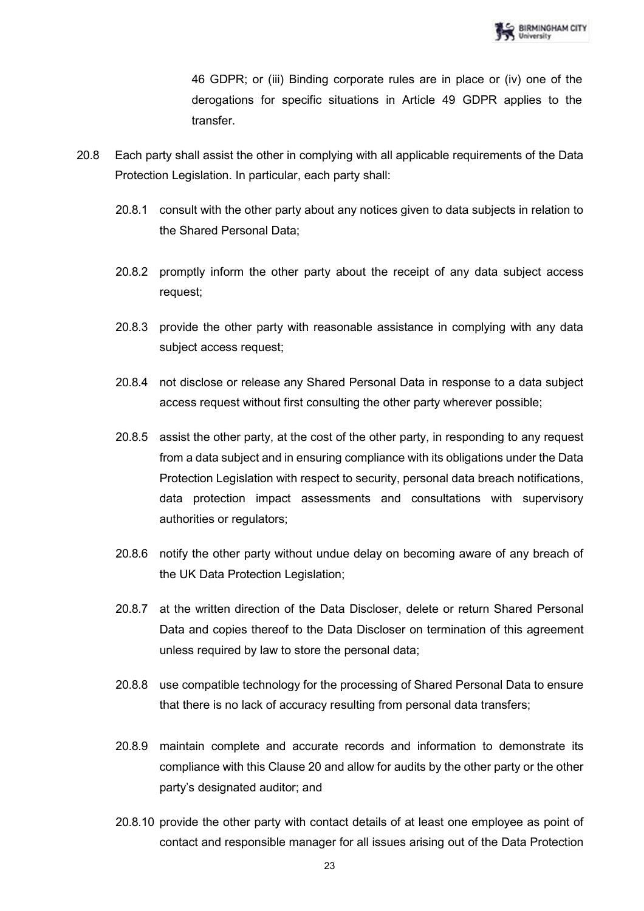46 GDPR; or (iii) Binding corporate rules are in place or (iv) one of the derogations for specific situations in Article 49 GDPR applies to the transfer.

20.8 Each party shall assist the other in complying with all applicable requirements of the Data Protection Legislation. In particular, each party shall:

20.8.1 consult with the other party about any notices given to data subjects in relation to the Shared Personal Data;

20.8.2 promptly inform the other party about the receipt of any data subject access request;

20.8.3 provide the other party with reasonable assistance in complying with any data subject access request;

20.8.4 not disclose or release any Shared Personal Data in response to a data subject access request without first consulting the other party wherever possible;

20.8.5 assist the other party, at the cost of the other party, in responding to any request from a data subject and in ensuring compliance with its obligations under the Data Protection Legislation with respect to security, personal data breach notifications, data protection impact assessments and consultations with supervisory authorities or regulators;

20.8.6 notify the other party without undue delay on becoming aware of any breach of the UK Data Protection Legislation;

20.8.7 at the written direction of the Data Discloser, delete or return Shared Personal Data and copies thereof to the Data Discloser on termination of this agreement unless required by law to store the personal data;

20.8.8 use compatible technology for the processing of Shared Personal Data to ensure that there is no lack of accuracy resulting from personal data transfers;

20.8.9 maintain complete and accurate records and information to demonstrate its compliance with this Clause 20 and allow for audits by the other party or the other party's designated auditor; and

20.8.10 provide the other party with contact details of at least one employee as point of contact and responsible manager for all issues arising out of the Data Protection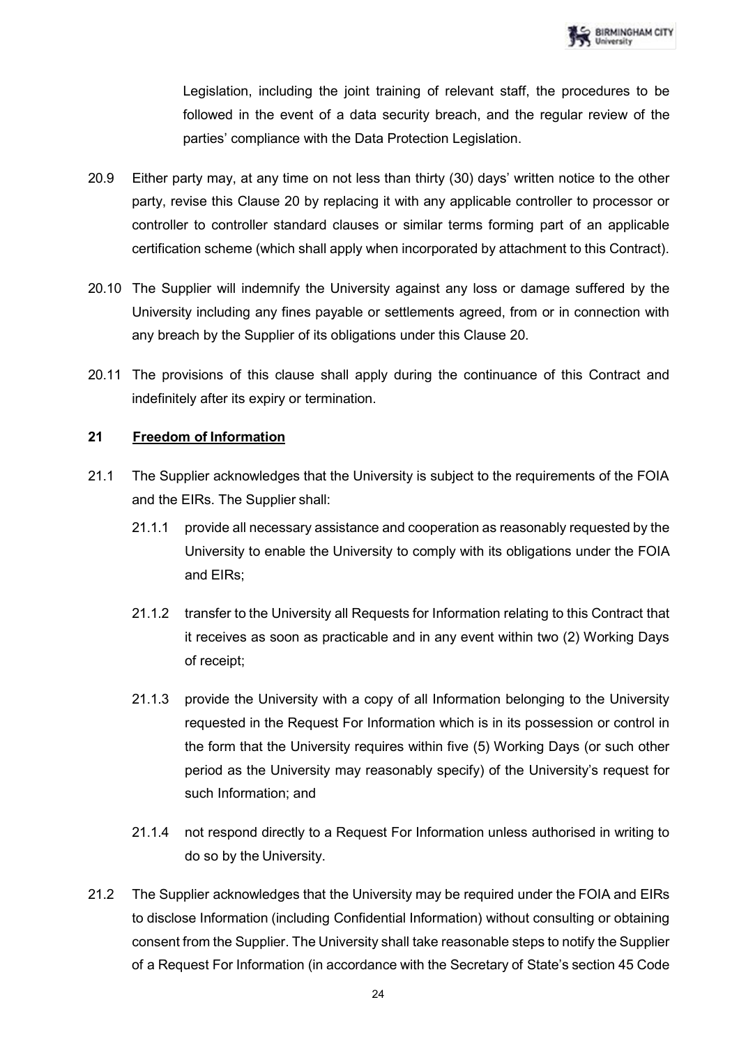Legislation, including the joint training of relevant staff, the procedures to be followed in the event of a data security breach, and the regular review of the parties' compliance with the Data Protection Legislation.

20.9 Either party may, at any time on not less than thirty (30) days' written notice to the other party, revise this Clause 20 by replacing it with any applicable controller to processor or controller to controller standard clauses or similar terms forming part of an applicable certification scheme (which shall apply when incorporated by attachment to this Contract).

20.10 The Supplier will indemnify the University against any loss or damage suffered by the University including any fines payable or settlements agreed, from or in connection with any breach by the Supplier of its obligations under this Clause 20.

20.11 The provisions of this clause shall apply during the continuance of this Contract and indefinitely after its expiry or termination.

## 21 Freedom of Information

21.1 The Supplier acknowledges that the University is subject to the requirements of the FOIA and the EIRs. The Supplier shall:

21.1.1 provide all necessary assistance and cooperation as reasonably requested by the University to enable the University to comply with its obligations under the FOIA and EIRs;

21.1.2 transfer to the University all Requests for Information relating to this Contract that it receives as soon as practicable and in any event within two (2) Working Days of receipt;

21.1.3 provide the University with a copy of all Information belonging to the University requested in the Request For Information which is in its possession or control in the form that the University requires within five (5) Working Days (or such other period as the University may reasonably specify) of the University's request for such Information; and

21.1.4 not respond directly to a Request For Information unless authorised in writing to do so by the University.

21.2 The Supplier acknowledges that the University may be required under the FOIA and EIRs to disclose Information (including Confidential Information) without consulting or obtaining consent from the Supplier. The University shall take reasonable steps to notify the Supplier of a Request For Information (in accordance with the Secretary of State's section 45 Code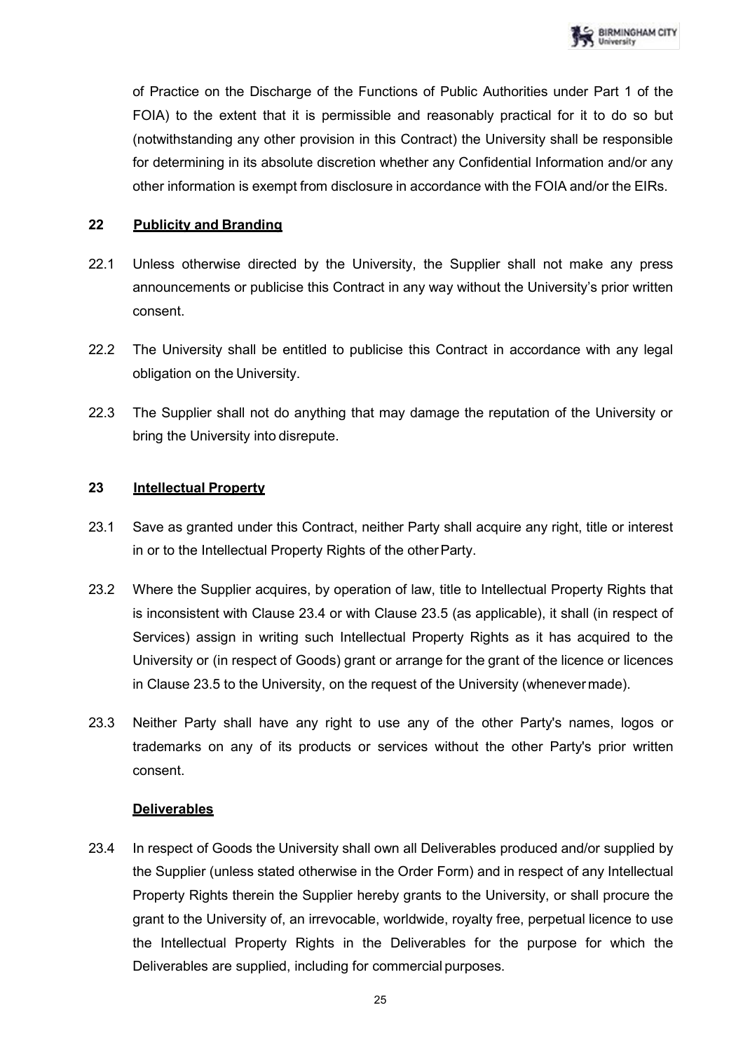of Practice on the Discharge of the Functions of Public Authorities under Part 1 of the FOIA) to the extent that it is permissible and reasonably practical for it to do so but (notwithstanding any other provision in this Contract) the University shall be responsible for determining in its absolute discretion whether any Confidential Information and/or any other information is exempt from disclosure in accordance with the FOIA and/or the EIRs.

## 22 Publicity and Branding

22.1 Unless otherwise directed by the University, the Supplier shall not make any press announcements or publicise this Contract in any way without the University's prior written consent.

22.2 The University shall be entitled to publicise this Contract in accordance with any legal obligation on the University.

22.3 The Supplier shall not do anything that may damage the reputation of the University or bring the University into disrepute.

## 23 Intellectual Property

23.1 Save as granted under this Contract, neither Party shall acquire any right, title or interest in or to the Intellectual Property Rights of the other Party.

23.2 Where the Supplier acquires, by operation of law, title to Intellectual Property Rights that is inconsistent with Clause 23.4 or with Clause 23.5 (as applicable), it shall (in respect of Services) assign in writing such Intellectual Property Rights as it has acquired to the University or (in respect of Goods) grant or arrange for the grant of the licence or licences in Clause 23.5 to the University, on the request of the University (whenever made).

23.3 Neither Party shall have any right to use any of the other Party's names, logos or trademarks on any of its products or services without the other Party's prior written consent.

**Deliverables**

23.4 In respect of Goods the University shall own all Deliverables produced and/or supplied by the Supplier (unless stated otherwise in the Order Form) and in respect of any Intellectual Property Rights therein the Supplier hereby grants to the University, or shall procure the grant to the University of, an irrevocable, worldwide, royalty free, perpetual licence to use the Intellectual Property Rights in the Deliverables for the purpose for which the Deliverables are supplied, including for commercial purposes.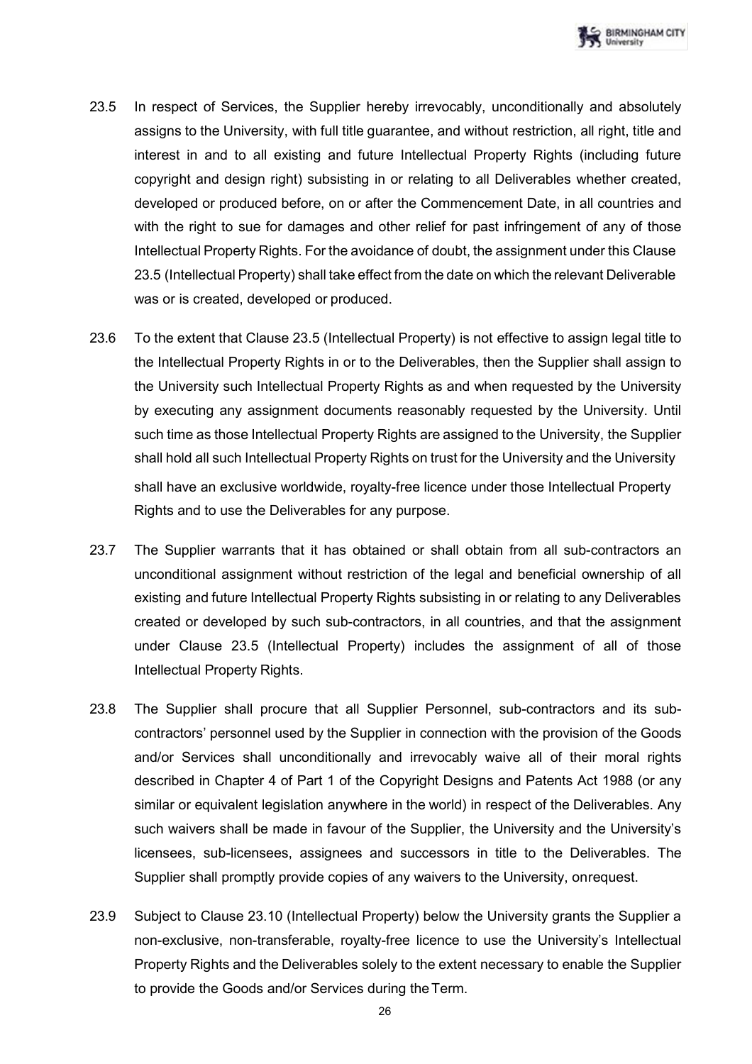23.5 In respect of Services, the Supplier hereby irrevocably, unconditionally and absolutely assigns to the University, with full title guarantee, and without restriction, all right, title and interest in and to all existing and future Intellectual Property Rights (including future copyright and design right) subsisting in or relating to all Deliverables whether created, developed or produced before, on or after the Commencement Date, in all countries and with the right to sue for damages and other relief for past infringement of any of those Intellectual Property Rights. For the avoidance of doubt, the assignment under this Clause 23.5 (Intellectual Property) shall take effect from the date on which the relevant Deliverable was or is created, developed or produced.

23.6 To the extent that Clause 23.5 (Intellectual Property) is not effective to assign legal title to the Intellectual Property Rights in or to the Deliverables, then the Supplier shall assign to the University such Intellectual Property Rights as and when requested by the University by executing any assignment documents reasonably requested by the University. Until such time as those Intellectual Property Rights are assigned to the University, the Supplier shall hold all such Intellectual Property Rights on trust for the University and the University shall have an exclusive worldwide, royalty-free licence under those Intellectual Property Rights and to use the Deliverables for any purpose.

23.7 The Supplier warrants that it has obtained or shall obtain from all sub-contractors an unconditional assignment without restriction of the legal and beneficial ownership of all existing and future Intellectual Property Rights subsisting in or relating to any Deliverables created or developed by such sub-contractors, in all countries, and that the assignment under Clause 23.5 (Intellectual Property) includes the assignment of all of those Intellectual Property Rights.

23.8 The Supplier shall procure that all Supplier Personnel, sub-contractors and its sub-contractors' personnel used by the Supplier in connection with the provision of the Goods and/or Services shall unconditionally and irrevocably waive all of their moral rights described in Chapter 4 of Part 1 of the Copyright Designs and Patents Act 1988 (or any similar or equivalent legislation anywhere in the world) in respect of the Deliverables. Any such waivers shall be made in favour of the Supplier, the University and the University's licensees, sub-licensees, assignees and successors in title to the Deliverables. The Supplier shall promptly provide copies of any waivers to the University, onrequest.

23.9 Subject to Clause 23.10 (Intellectual Property) below the University grants the Supplier a non-exclusive, non-transferable, royalty-free licence to use the University's Intellectual Property Rights and the Deliverables solely to the extent necessary to enable the Supplier to provide the Goods and/or Services during the Term.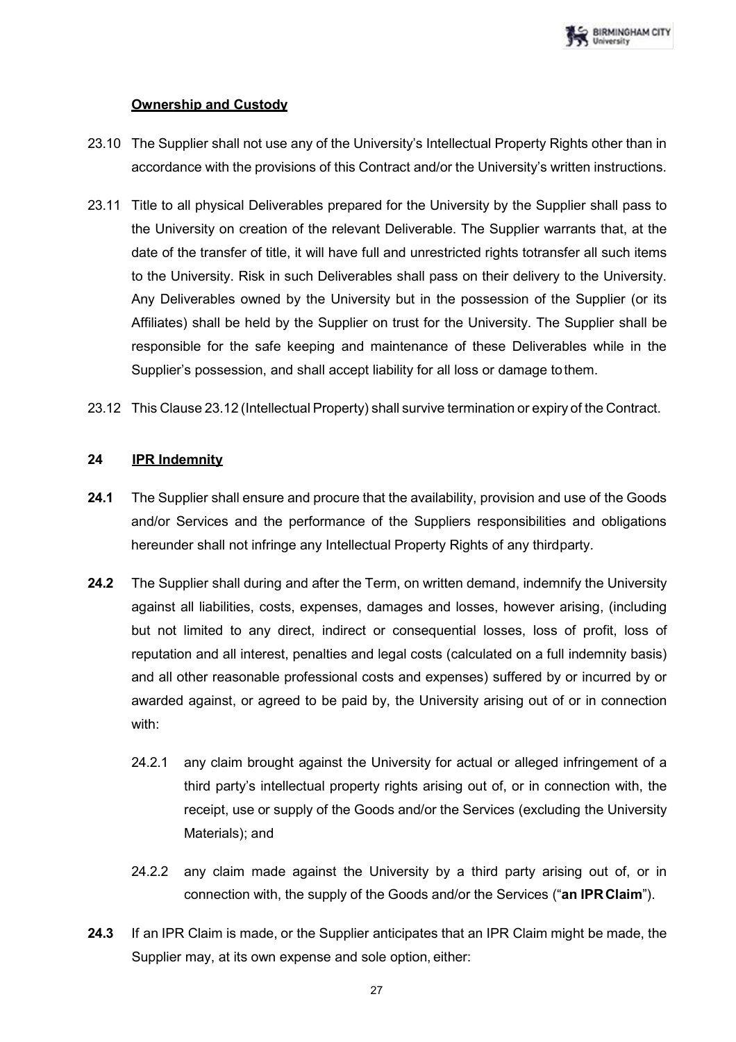**Ownership and Custody**

23.10 The Supplier shall not use any of the University's Intellectual Property Rights other than in accordance with the provisions of this Contract and/or the University's written instructions.

23.11 Title to all physical Deliverables prepared for the University by the Supplier shall pass to the University on creation of the relevant Deliverable. The Supplier warrants that, at the date of the transfer of title, it will have full and unrestricted rights totransfer all such items to the University. Risk in such Deliverables shall pass on their delivery to the University. Any Deliverables owned by the University but in the possession of the Supplier (or its Affiliates) shall be held by the Supplier on trust for the University. The Supplier shall be responsible for the safe keeping and maintenance of these Deliverables while in the Supplier's possession, and shall accept liability for all loss or damage tothem.

23.12 This Clause 23.12 (Intellectual Property) shall survive termination or expiry of the Contract.

**24 IPR Indemnity**

**24.1** The Supplier shall ensure and procure that the availability, provision and use of the Goods and/or Services and the performance of the Suppliers responsibilities and obligations hereunder shall not infringe any Intellectual Property Rights of any thirdparty.

**24.2** The Supplier shall during and after the Term, on written demand, indemnify the University against all liabilities, costs, expenses, damages and losses, however arising, (including but not limited to any direct, indirect or consequential losses, loss of profit, loss of reputation and all interest, penalties and legal costs (calculated on a full indemnity basis) and all other reasonable professional costs and expenses) suffered by or incurred by or awarded against, or agreed to be paid by, the University arising out of or in connection with:

24.2.1 any claim brought against the University for actual or alleged infringement of a third party's intellectual property rights arising out of, or in connection with, the receipt, use or supply of the Goods and/or the Services (excluding the University Materials); and

24.2.2 any claim made against the University by a third party arising out of, or in connection with, the supply of the Goods and/or the Services ("**an IPR Claim**").

**24.3** If an IPR Claim is made, or the Supplier anticipates that an IPR Claim might be made, the Supplier may, at its own expense and sole option, either: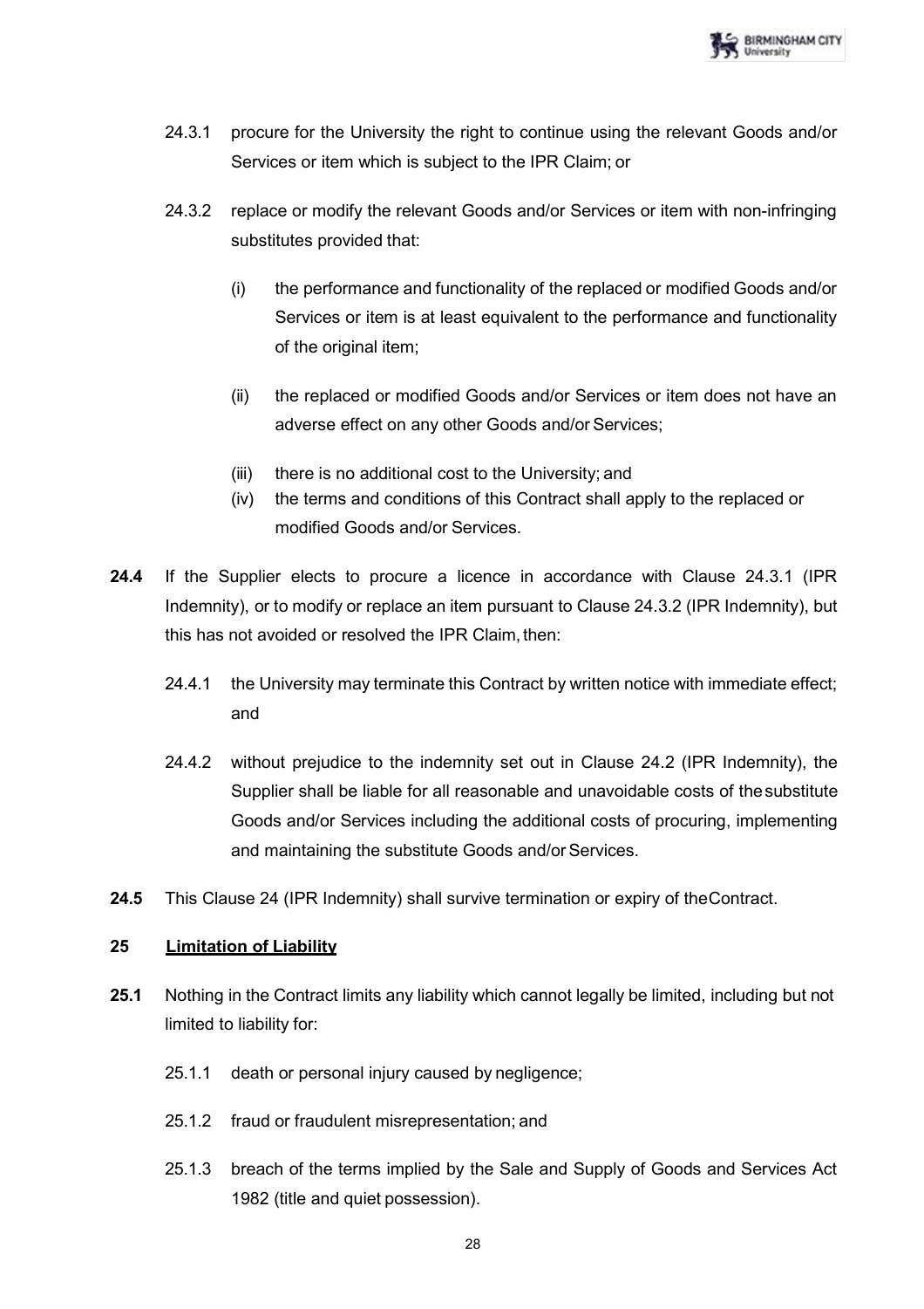24.3.1 procure for the University the right to continue using the relevant Goods and/or Services or item which is subject to the IPR Claim; or

24.3.2 replace or modify the relevant Goods and/or Services or item with non-infringing substitutes provided that:

(i) the performance and functionality of the replaced or modified Goods and/or Services or item is at least equivalent to the performance and functionality of the original item;

(ii) the replaced or modified Goods and/or Services or item does not have an adverse effect on any other Goods and/or Services;

(iii) there is no additional cost to the University; and

(iv) the terms and conditions of this Contract shall apply to the replaced or modified Goods and/or Services.

**24.4** If the Supplier elects to procure a licence in accordance with Clause 24.3.1 (IPR Indemnity), or to modify or replace an item pursuant to Clause 24.3.2 (IPR Indemnity), but this has not avoided or resolved the IPR Claim, then:

24.4.1 the University may terminate this Contract by written notice with immediate effect; and

24.4.2 without prejudice to the indemnity set out in Clause 24.2 (IPR Indemnity), the Supplier shall be liable for all reasonable and unavoidable costs of the substitute Goods and/or Services including the additional costs of procuring, implementing and maintaining the substitute Goods and/or Services.

**24.5** This Clause 24 (IPR Indemnity) shall survive termination or expiry of the Contract.

## 25 Limitation of Liability

**25.1** Nothing in the Contract limits any liability which cannot legally be limited, including but not limited to liability for:

25.1.1 death or personal injury caused by negligence;

25.1.2 fraud or fraudulent misrepresentation; and

25.1.3 breach of the terms implied by the Sale and Supply of Goods and Services Act 1982 (title and quiet possession).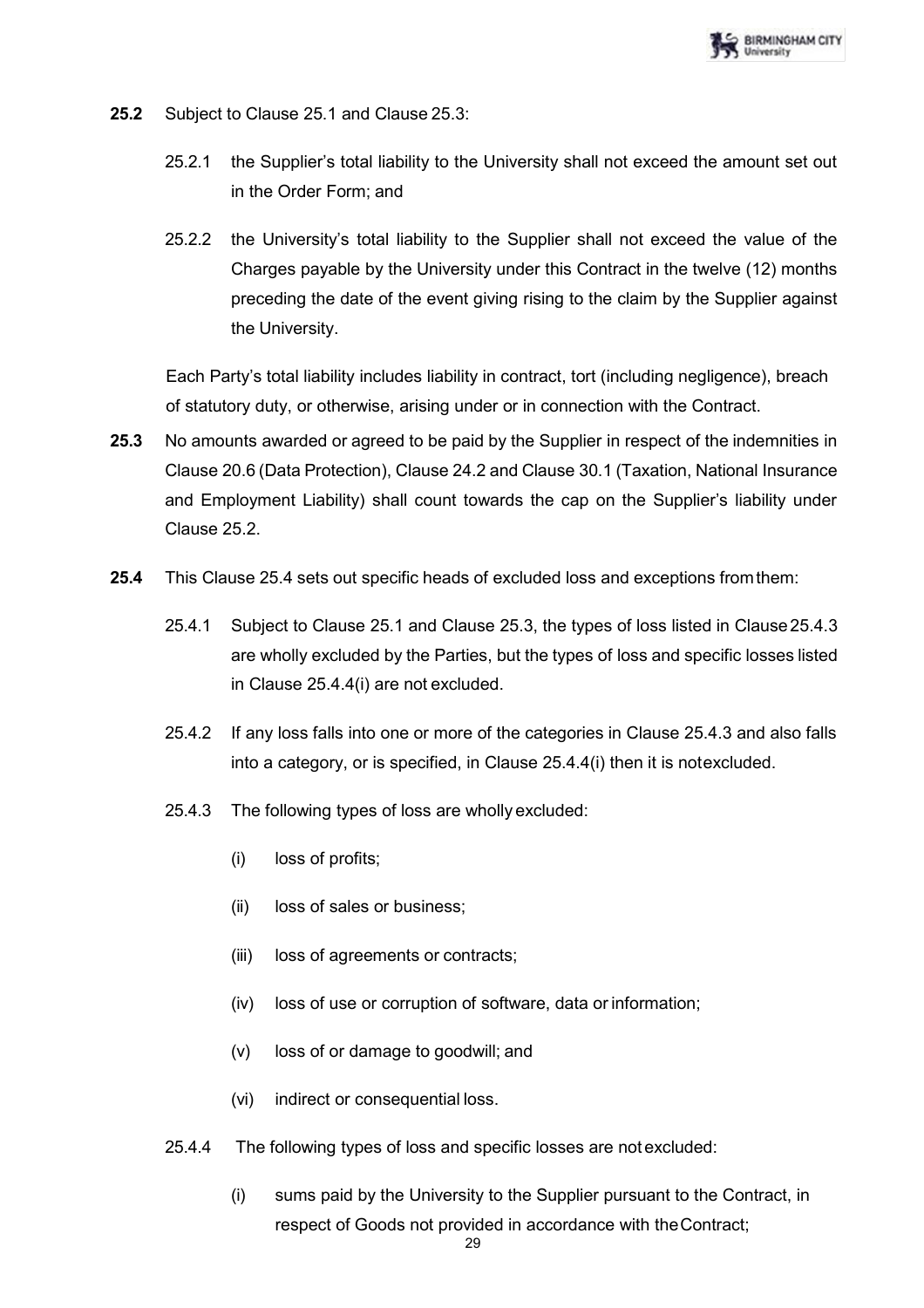**25.2** Subject to Clause 25.1 and Clause 25.3:

25.2.1 the Supplier's total liability to the University shall not exceed the amount set out in the Order Form; and

25.2.2 the University's total liability to the Supplier shall not exceed the value of the Charges payable by the University under this Contract in the twelve (12) months preceding the date of the event giving rising to the claim by the Supplier against the University.

Each Party's total liability includes liability in contract, tort (including negligence), breach of statutory duty, or otherwise, arising under or in connection with the Contract.

**25.3** No amounts awarded or agreed to be paid by the Supplier in respect of the indemnities in Clause 20.6 (Data Protection), Clause 24.2 and Clause 30.1 (Taxation, National Insurance and Employment Liability) shall count towards the cap on the Supplier's liability under Clause 25.2.

**25.4** This Clause 25.4 sets out specific heads of excluded loss and exceptions from them:

25.4.1 Subject to Clause 25.1 and Clause 25.3, the types of loss listed in Clause 25.4.3 are wholly excluded by the Parties, but the types of loss and specific losses listed in Clause 25.4.4(i) are not excluded.

25.4.2 If any loss falls into one or more of the categories in Clause 25.4.3 and also falls into a category, or is specified, in Clause 25.4.4(i) then it is not excluded.

25.4.3 The following types of loss are wholly excluded:

(i) loss of profits;

(ii) loss of sales or business;

(iii) loss of agreements or contracts;

(iv) loss of use or corruption of software, data or information;

(v) loss of or damage to goodwill; and

(vi) indirect or consequential loss.

25.4.4 The following types of loss and specific losses are not excluded:

(i) sums paid by the University to the Supplier pursuant to the Contract, in respect of Goods not provided in accordance with the Contract;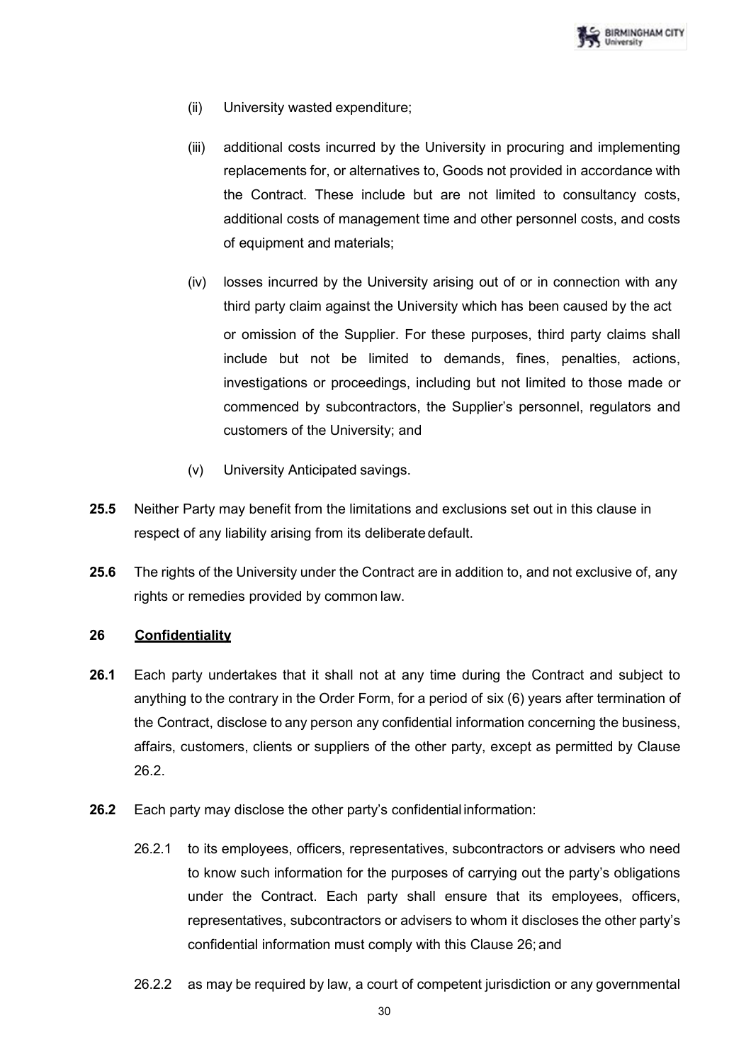(ii) University wasted expenditure;

(iii) additional costs incurred by the University in procuring and implementing replacements for, or alternatives to, Goods not provided in accordance with the Contract. These include but are not limited to consultancy costs, additional costs of management time and other personnel costs, and costs of equipment and materials;

(iv) losses incurred by the University arising out of or in connection with any third party claim against the University which has been caused by the act or omission of the Supplier. For these purposes, third party claims shall include but not be limited to demands, fines, penalties, actions, investigations or proceedings, including but not limited to those made or commenced by subcontractors, the Supplier's personnel, regulators and customers of the University; and

(v) University Anticipated savings.

**25.5** Neither Party may benefit from the limitations and exclusions set out in this clause in respect of any liability arising from its deliberate default.

**25.6** The rights of the University under the Contract are in addition to, and not exclusive of, any rights or remedies provided by common law.

**26 Confidentiality**

**26.1** Each party undertakes that it shall not at any time during the Contract and subject to anything to the contrary in the Order Form, for a period of six (6) years after termination of the Contract, disclose to any person any confidential information concerning the business, affairs, customers, clients or suppliers of the other party, except as permitted by Clause 26.2.

**26.2** Each party may disclose the other party's confidential information:

26.2.1 to its employees, officers, representatives, subcontractors or advisers who need to know such information for the purposes of carrying out the party's obligations under the Contract. Each party shall ensure that its employees, officers, representatives, subcontractors or advisers to whom it discloses the other party's confidential information must comply with this Clause 26; and

26.2.2 as may be required by law, a court of competent jurisdiction or any governmental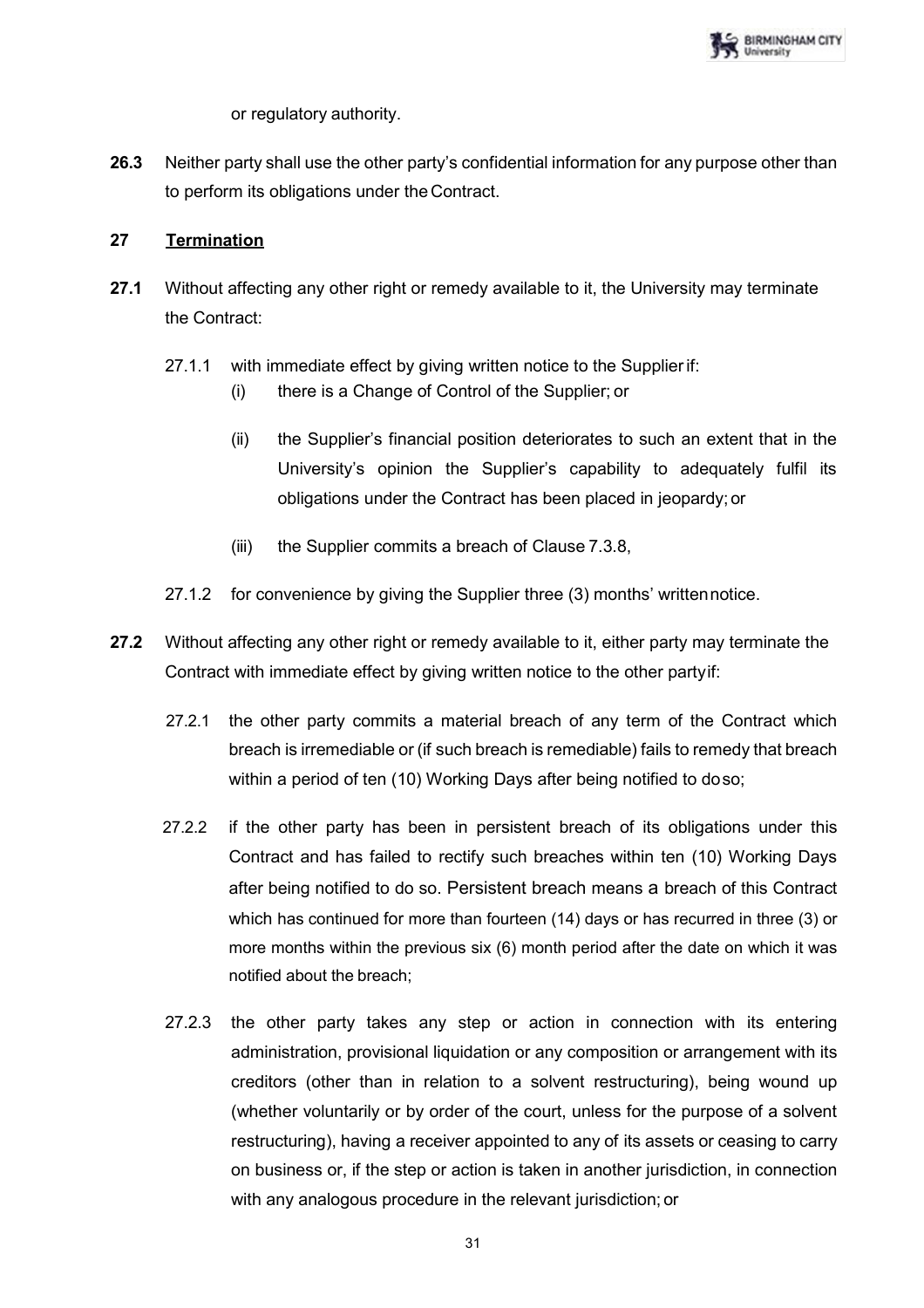or regulatory authority.

**26.3** Neither party shall use the other party's confidential information for any purpose other than to perform its obligations under the Contract.

**27 Termination**

**27.1** Without affecting any other right or remedy available to it, the University may terminate the Contract:

27.1.1 with immediate effect by giving written notice to the Supplier if:

(i) there is a Change of Control of the Supplier; or

(ii) the Supplier's financial position deteriorates to such an extent that in the University's opinion the Supplier's capability to adequately fulfil its obligations under the Contract has been placed in jeopardy; or

(iii) the Supplier commits a breach of Clause 7.3.8,

27.1.2 for convenience by giving the Supplier three (3) months' written notice.

**27.2** Without affecting any other right or remedy available to it, either party may terminate the Contract with immediate effect by giving written notice to the other party if:

27.2.1 the other party commits a material breach of any term of the Contract which breach is irremediable or (if such breach is remediable) fails to remedy that breach within a period of ten (10) Working Days after being notified to do so;

27.2.2 if the other party has been in persistent breach of its obligations under this Contract and has failed to rectify such breaches within ten (10) Working Days after being notified to do so. Persistent breach means a breach of this Contract which has continued for more than fourteen (14) days or has recurred in three (3) or more months within the previous six (6) month period after the date on which it was notified about the breach;

27.2.3 the other party takes any step or action in connection with its entering administration, provisional liquidation or any composition or arrangement with its creditors (other than in relation to a solvent restructuring), being wound up (whether voluntarily or by order of the court, unless for the purpose of a solvent restructuring), having a receiver appointed to any of its assets or ceasing to carry on business or, if the step or action is taken in another jurisdiction, in connection with any analogous procedure in the relevant jurisdiction; or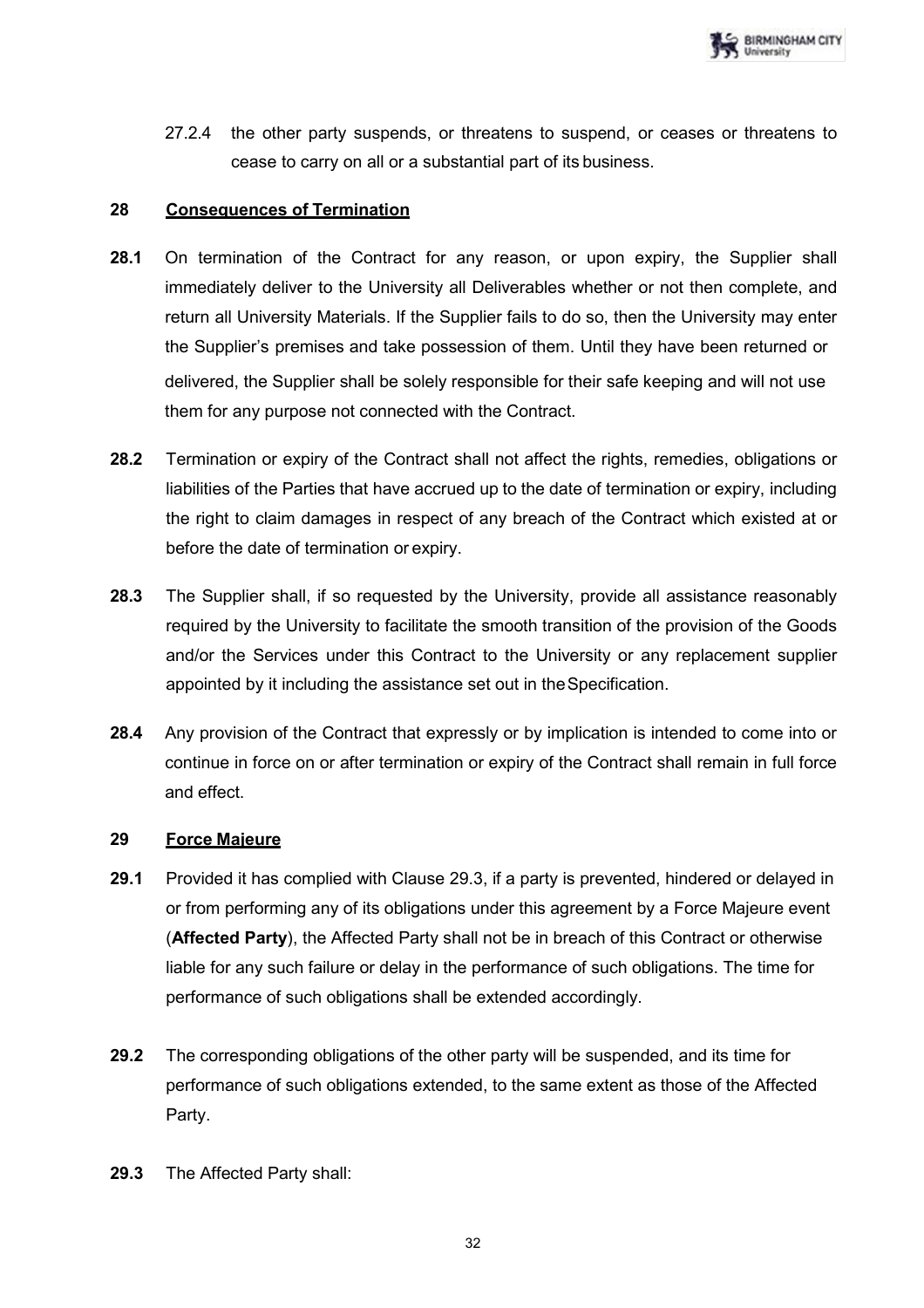27.2.4 the other party suspends, or threatens to suspend, or ceases or threatens to cease to carry on all or a substantial part of its business.

## 28 Consequences of Termination

**28.1** On termination of the Contract for any reason, or upon expiry, the Supplier shall immediately deliver to the University all Deliverables whether or not then complete, and return all University Materials. If the Supplier fails to do so, then the University may enter the Supplier's premises and take possession of them. Until they have been returned or delivered, the Supplier shall be solely responsible for their safe keeping and will not use them for any purpose not connected with the Contract.

**28.2** Termination or expiry of the Contract shall not affect the rights, remedies, obligations or liabilities of the Parties that have accrued up to the date of termination or expiry, including the right to claim damages in respect of any breach of the Contract which existed at or before the date of termination or expiry.

**28.3** The Supplier shall, if so requested by the University, provide all assistance reasonably required by the University to facilitate the smooth transition of the provision of the Goods and/or the Services under this Contract to the University or any replacement supplier appointed by it including the assistance set out in the Specification.

**28.4** Any provision of the Contract that expressly or by implication is intended to come into or continue in force on or after termination or expiry of the Contract shall remain in full force and effect.

## 29 Force Majeure

**29.1** Provided it has complied with Clause 29.3, if a party is prevented, hindered or delayed in or from performing any of its obligations under this agreement by a Force Majeure event (**Affected Party**), the Affected Party shall not be in breach of this Contract or otherwise liable for any such failure or delay in the performance of such obligations. The time for performance of such obligations shall be extended accordingly.

**29.2** The corresponding obligations of the other party will be suspended, and its time for performance of such obligations extended, to the same extent as those of the Affected Party.

**29.3** The Affected Party shall: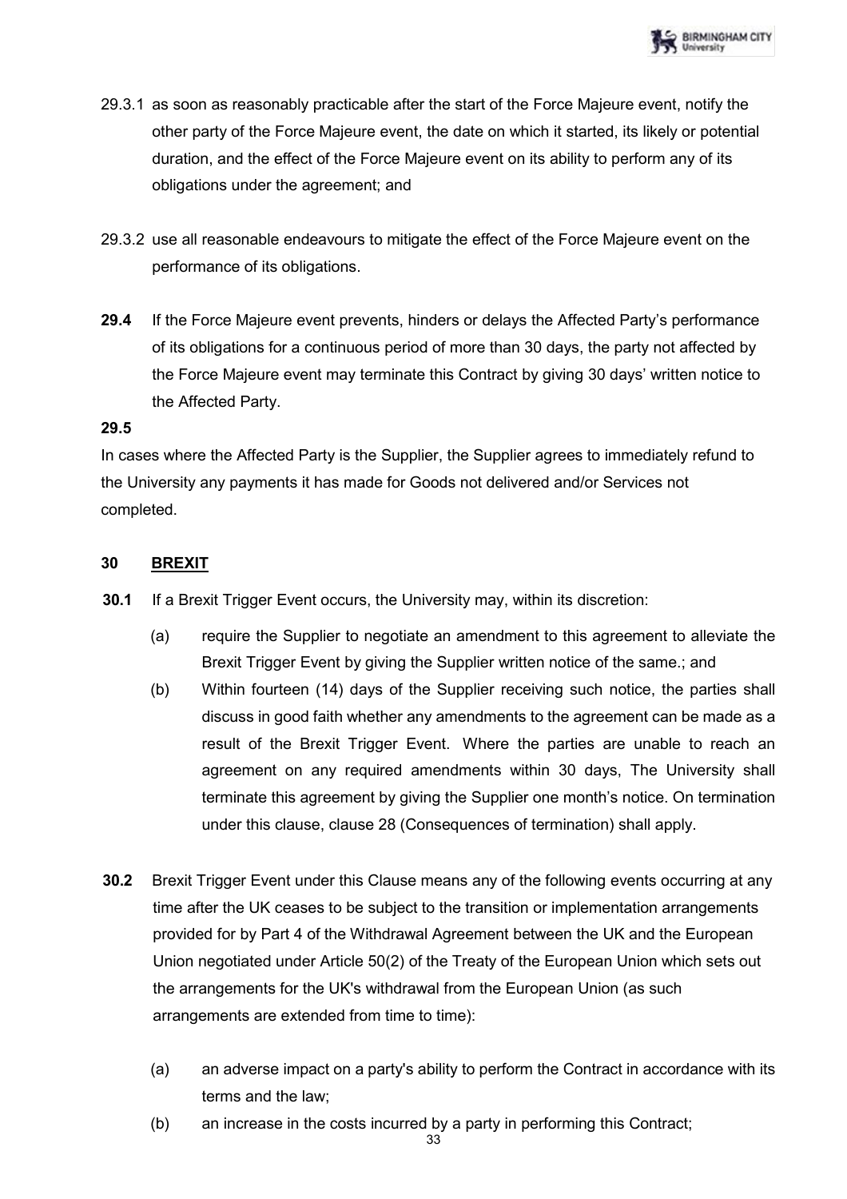29.3.1 as soon as reasonably practicable after the start of the Force Majeure event, notify the other party of the Force Majeure event, the date on which it started, its likely or potential duration, and the effect of the Force Majeure event on its ability to perform any of its obligations under the agreement; and

29.3.2 use all reasonable endeavours to mitigate the effect of the Force Majeure event on the performance of its obligations.

**29.4** If the Force Majeure event prevents, hinders or delays the Affected Party's performance of its obligations for a continuous period of more than 30 days, the party not affected by the Force Majeure event may terminate this Contract by giving 30 days' written notice to the Affected Party.

**29.5**

In cases where the Affected Party is the Supplier, the Supplier agrees to immediately refund to the University any payments it has made for Goods not delivered and/or Services not completed.

## 30 BREXIT

**30.1** If a Brexit Trigger Event occurs, the University may, within its discretion:

(a) require the Supplier to negotiate an amendment to this agreement to alleviate the Brexit Trigger Event by giving the Supplier written notice of the same.; and

(b) Within fourteen (14) days of the Supplier receiving such notice, the parties shall discuss in good faith whether any amendments to the agreement can be made as a result of the Brexit Trigger Event. Where the parties are unable to reach an agreement on any required amendments within 30 days, The University shall terminate this agreement by giving the Supplier one month's notice. On termination under this clause, clause 28 (Consequences of termination) shall apply.

**30.2** Brexit Trigger Event under this Clause means any of the following events occurring at any time after the UK ceases to be subject to the transition or implementation arrangements provided for by Part 4 of the Withdrawal Agreement between the UK and the European Union negotiated under Article 50(2) of the Treaty of the European Union which sets out the arrangements for the UK's withdrawal from the European Union (as such arrangements are extended from time to time):

(a) an adverse impact on a party's ability to perform the Contract in accordance with its terms and the law;

(b) an increase in the costs incurred by a party in performing this Contract;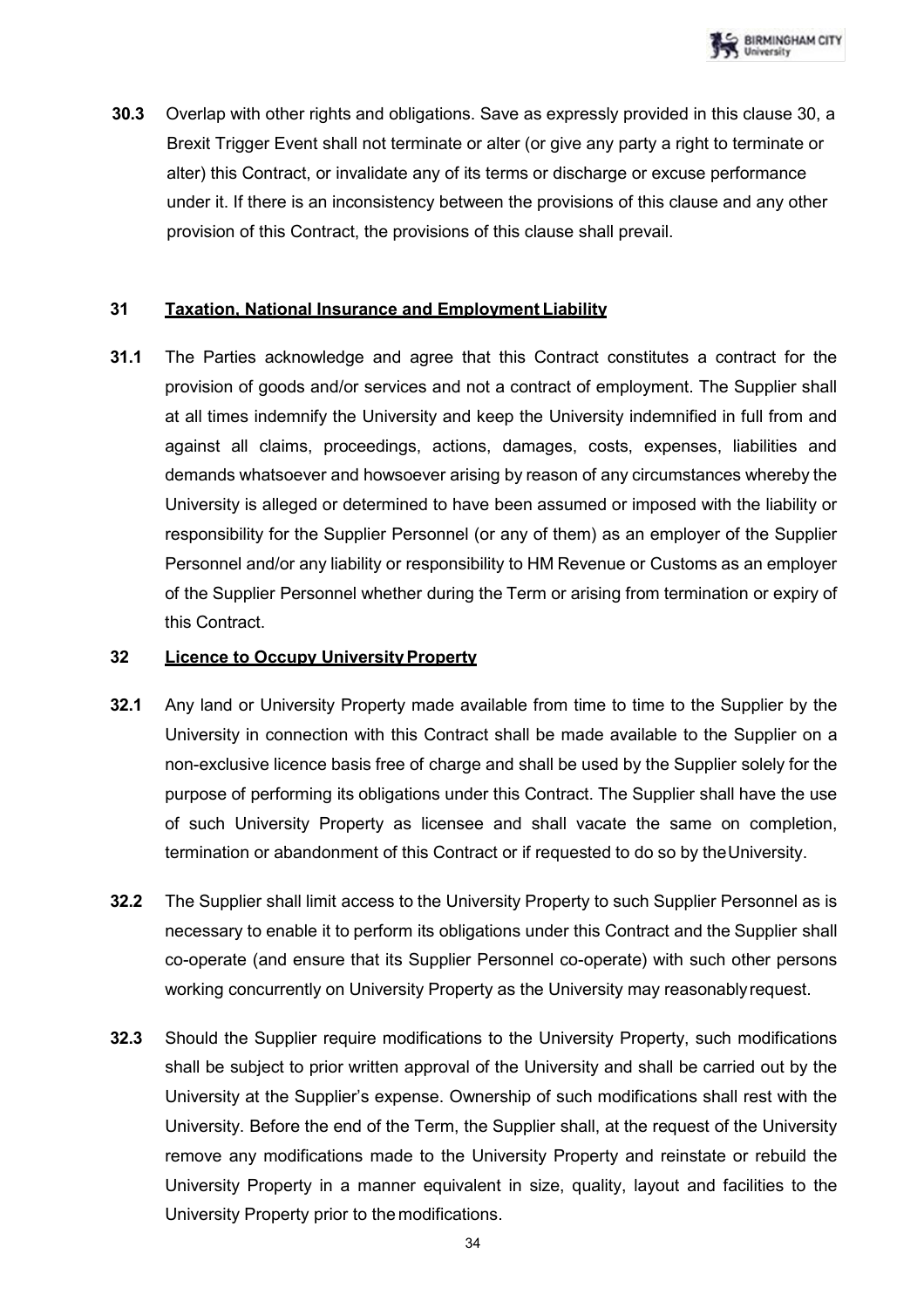**30.3** Overlap with other rights and obligations. Save as expressly provided in this clause 30, a Brexit Trigger Event shall not terminate or alter (or give any party a right to terminate or alter) this Contract, or invalidate any of its terms or discharge or excuse performance under it. If there is an inconsistency between the provisions of this clause and any other provision of this Contract, the provisions of this clause shall prevail.

## 31 Taxation, National Insurance and Employment Liability

**31.1** The Parties acknowledge and agree that this Contract constitutes a contract for the provision of goods and/or services and not a contract of employment. The Supplier shall at all times indemnify the University and keep the University indemnified in full from and against all claims, proceedings, actions, damages, costs, expenses, liabilities and demands whatsoever and howsoever arising by reason of any circumstances whereby the University is alleged or determined to have been assumed or imposed with the liability or responsibility for the Supplier Personnel (or any of them) as an employer of the Supplier Personnel and/or any liability or responsibility to HM Revenue or Customs as an employer of the Supplier Personnel whether during the Term or arising from termination or expiry of this Contract.

## 32 Licence to Occupy University Property

**32.1** Any land or University Property made available from time to time to the Supplier by the University in connection with this Contract shall be made available to the Supplier on a non-exclusive licence basis free of charge and shall be used by the Supplier solely for the purpose of performing its obligations under this Contract. The Supplier shall have the use of such University Property as licensee and shall vacate the same on completion, termination or abandonment of this Contract or if requested to do so by the University.

**32.2** The Supplier shall limit access to the University Property to such Supplier Personnel as is necessary to enable it to perform its obligations under this Contract and the Supplier shall co-operate (and ensure that its Supplier Personnel co-operate) with such other persons working concurrently on University Property as the University may reasonably request.

**32.3** Should the Supplier require modifications to the University Property, such modifications shall be subject to prior written approval of the University and shall be carried out by the University at the Supplier's expense. Ownership of such modifications shall rest with the University. Before the end of the Term, the Supplier shall, at the request of the University remove any modifications made to the University Property and reinstate or rebuild the University Property in a manner equivalent in size, quality, layout and facilities to the University Property prior to the modifications.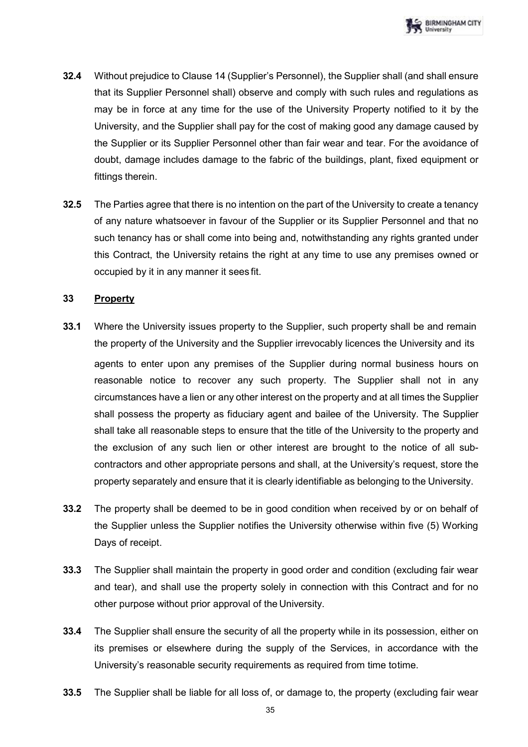**32.4** Without prejudice to Clause 14 (Supplier's Personnel), the Supplier shall (and shall ensure that its Supplier Personnel shall) observe and comply with such rules and regulations as may be in force at any time for the use of the University Property notified to it by the University, and the Supplier shall pay for the cost of making good any damage caused by the Supplier or its Supplier Personnel other than fair wear and tear. For the avoidance of doubt, damage includes damage to the fabric of the buildings, plant, fixed equipment or fittings therein.

**32.5** The Parties agree that there is no intention on the part of the University to create a tenancy of any nature whatsoever in favour of the Supplier or its Supplier Personnel and that no such tenancy has or shall come into being and, notwithstanding any rights granted under this Contract, the University retains the right at any time to use any premises owned or occupied by it in any manner it sees fit.

## 33 Property

**33.1** Where the University issues property to the Supplier, such property shall be and remain the property of the University and the Supplier irrevocably licences the University and its agents to enter upon any premises of the Supplier during normal business hours on reasonable notice to recover any such property. The Supplier shall not in any circumstances have a lien or any other interest on the property and at all times the Supplier shall possess the property as fiduciary agent and bailee of the University. The Supplier shall take all reasonable steps to ensure that the title of the University to the property and the exclusion of any such lien or other interest are brought to the notice of all sub-contractors and other appropriate persons and shall, at the University's request, store the property separately and ensure that it is clearly identifiable as belonging to the University.

**33.2** The property shall be deemed to be in good condition when received by or on behalf of the Supplier unless the Supplier notifies the University otherwise within five (5) Working Days of receipt.

**33.3** The Supplier shall maintain the property in good order and condition (excluding fair wear and tear), and shall use the property solely in connection with this Contract and for no other purpose without prior approval of the University.

**33.4** The Supplier shall ensure the security of all the property while in its possession, either on its premises or elsewhere during the supply of the Services, in accordance with the University's reasonable security requirements as required from time to time.

**33.5** The Supplier shall be liable for all loss of, or damage to, the property (excluding fair wear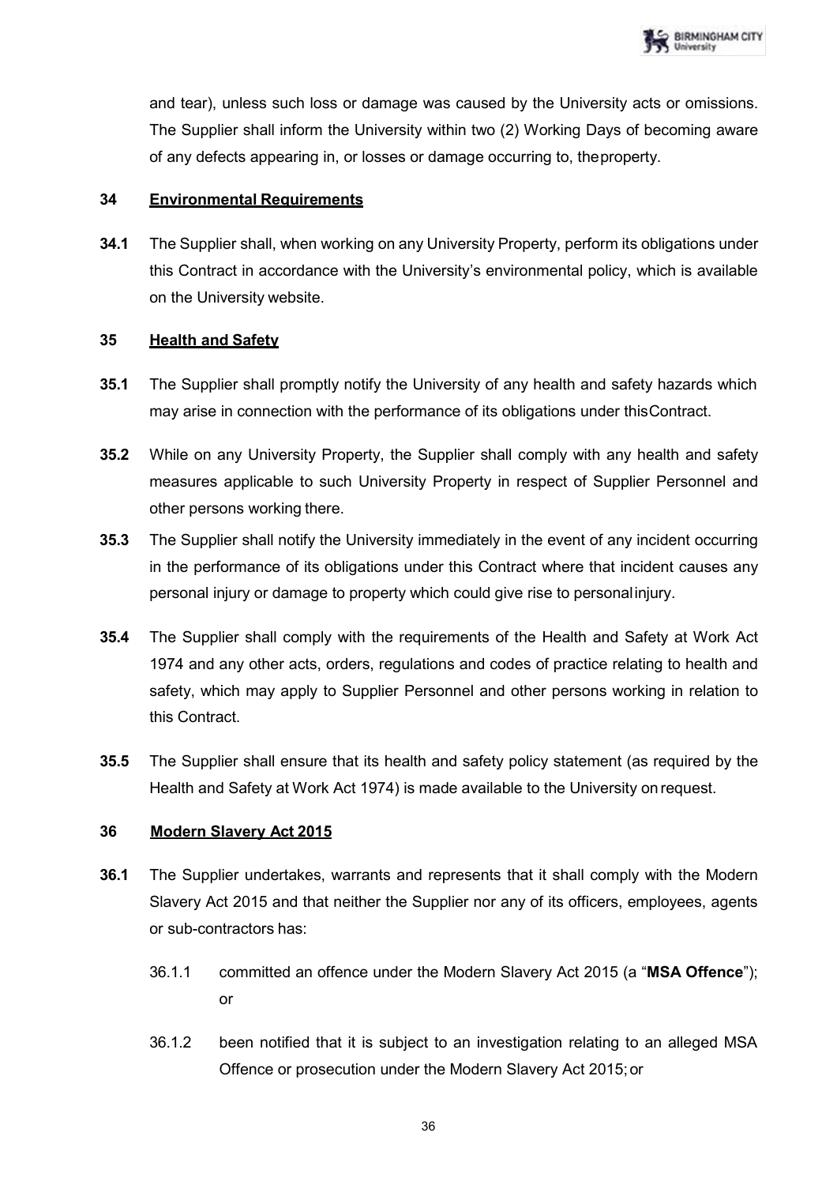and tear), unless such loss or damage was caused by the University acts or omissions. The Supplier shall inform the University within two (2) Working Days of becoming aware of any defects appearing in, or losses or damage occurring to, the property.

## 34 Environmental Requirements

**34.1** The Supplier shall, when working on any University Property, perform its obligations under this Contract in accordance with the University's environmental policy, which is available on the University website.

## 35 Health and Safety

**35.1** The Supplier shall promptly notify the University of any health and safety hazards which may arise in connection with the performance of its obligations under this Contract.

**35.2** While on any University Property, the Supplier shall comply with any health and safety measures applicable to such University Property in respect of Supplier Personnel and other persons working there.

**35.3** The Supplier shall notify the University immediately in the event of any incident occurring in the performance of its obligations under this Contract where that incident causes any personal injury or damage to property which could give rise to personal injury.

**35.4** The Supplier shall comply with the requirements of the Health and Safety at Work Act 1974 and any other acts, orders, regulations and codes of practice relating to health and safety, which may apply to Supplier Personnel and other persons working in relation to this Contract.

**35.5** The Supplier shall ensure that its health and safety policy statement (as required by the Health and Safety at Work Act 1974) is made available to the University on request.

## 36 Modern Slavery Act 2015

**36.1** The Supplier undertakes, warrants and represents that it shall comply with the Modern Slavery Act 2015 and that neither the Supplier nor any of its officers, employees, agents or sub-contractors has:

36.1.1 committed an offence under the Modern Slavery Act 2015 (a "**MSA Offence**"); or

36.1.2 been notified that it is subject to an investigation relating to an alleged MSA Offence or prosecution under the Modern Slavery Act 2015; or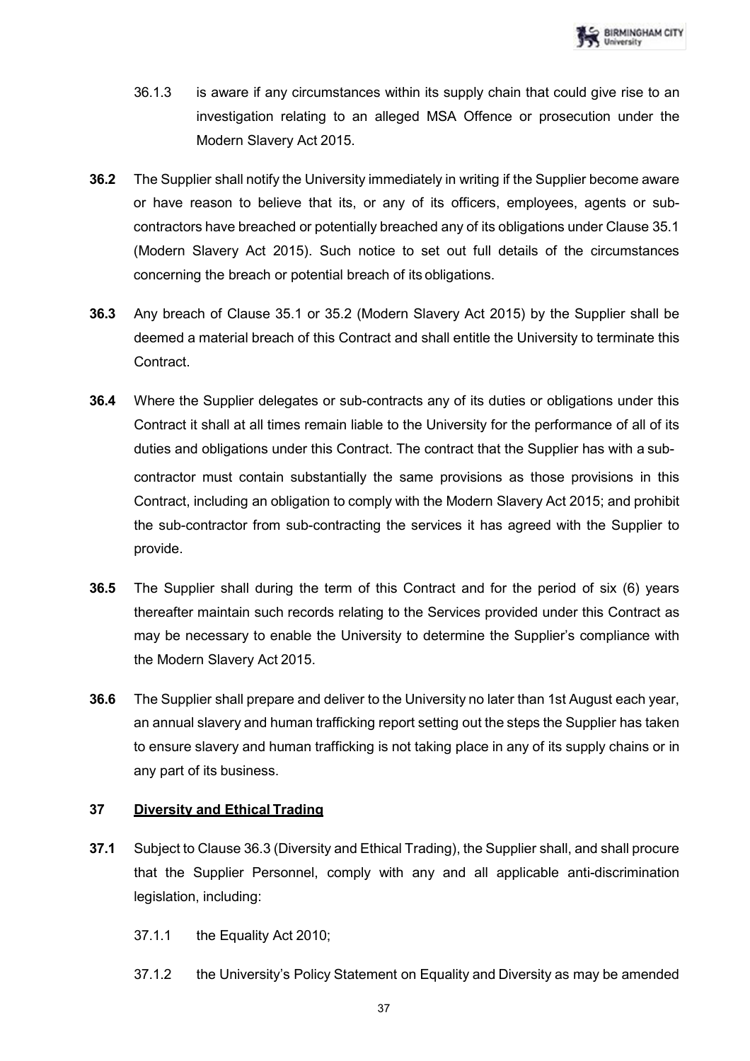36.1.3 is aware if any circumstances within its supply chain that could give rise to an investigation relating to an alleged MSA Offence or prosecution under the Modern Slavery Act 2015.

**36.2** The Supplier shall notify the University immediately in writing if the Supplier become aware or have reason to believe that its, or any of its officers, employees, agents or sub-contractors have breached or potentially breached any of its obligations under Clause 35.1 (Modern Slavery Act 2015). Such notice to set out full details of the circumstances concerning the breach or potential breach of its obligations.

**36.3** Any breach of Clause 35.1 or 35.2 (Modern Slavery Act 2015) by the Supplier shall be deemed a material breach of this Contract and shall entitle the University to terminate this Contract.

**36.4** Where the Supplier delegates or sub-contracts any of its duties or obligations under this Contract it shall at all times remain liable to the University for the performance of all of its duties and obligations under this Contract. The contract that the Supplier has with a sub-contractor must contain substantially the same provisions as those provisions in this Contract, including an obligation to comply with the Modern Slavery Act 2015; and prohibit the sub-contractor from sub-contracting the services it has agreed with the Supplier to provide.

**36.5** The Supplier shall during the term of this Contract and for the period of six (6) years thereafter maintain such records relating to the Services provided under this Contract as may be necessary to enable the University to determine the Supplier's compliance with the Modern Slavery Act 2015.

**36.6** The Supplier shall prepare and deliver to the University no later than 1st August each year, an annual slavery and human trafficking report setting out the steps the Supplier has taken to ensure slavery and human trafficking is not taking place in any of its supply chains or in any part of its business.

## 37 Diversity and Ethical Trading

**37.1** Subject to Clause 36.3 (Diversity and Ethical Trading), the Supplier shall, and shall procure that the Supplier Personnel, comply with any and all applicable anti-discrimination legislation, including:

37.1.1 the Equality Act 2010;

37.1.2 the University's Policy Statement on Equality and Diversity as may be amended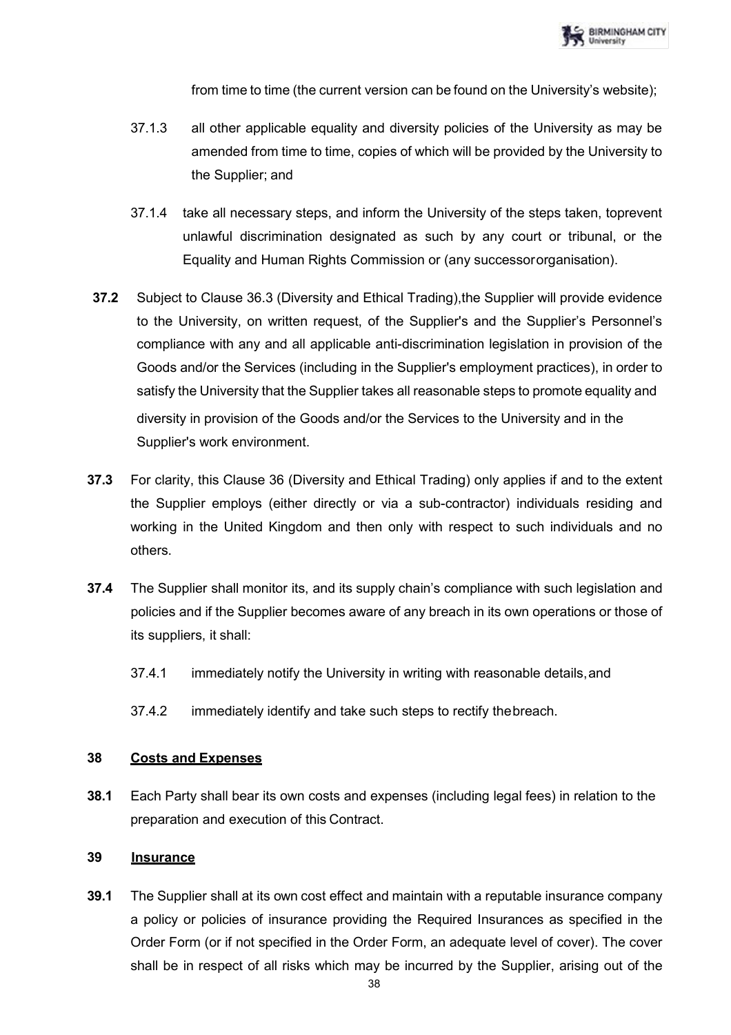from time to time (the current version can be found on the University's website);

37.1.3 all other applicable equality and diversity policies of the University as may be amended from time to time, copies of which will be provided by the University to the Supplier; and

37.1.4 take all necessary steps, and inform the University of the steps taken, toprevent unlawful discrimination designated as such by any court or tribunal, or the Equality and Human Rights Commission or (any successororganisation).

**37.2** Subject to Clause 36.3 (Diversity and Ethical Trading),the Supplier will provide evidence to the University, on written request, of the Supplier's and the Supplier's Personnel's compliance with any and all applicable anti-discrimination legislation in provision of the Goods and/or the Services (including in the Supplier's employment practices), in order to satisfy the University that the Supplier takes all reasonable steps to promote equality and diversity in provision of the Goods and/or the Services to the University and in the Supplier's work environment.

**37.3** For clarity, this Clause 36 (Diversity and Ethical Trading) only applies if and to the extent the Supplier employs (either directly or via a sub-contractor) individuals residing and working in the United Kingdom and then only with respect to such individuals and no others.

**37.4** The Supplier shall monitor its, and its supply chain's compliance with such legislation and policies and if the Supplier becomes aware of any breach in its own operations or those of its suppliers, it shall:

37.4.1 immediately notify the University in writing with reasonable details,and

37.4.2 immediately identify and take such steps to rectify thebreach.

**38 Costs and Expenses**

**38.1** Each Party shall bear its own costs and expenses (including legal fees) in relation to the preparation and execution of this Contract.

**39 Insurance**

**39.1** The Supplier shall at its own cost effect and maintain with a reputable insurance company a policy or policies of insurance providing the Required Insurances as specified in the Order Form (or if not specified in the Order Form, an adequate level of cover). The cover shall be in respect of all risks which may be incurred by the Supplier, arising out of the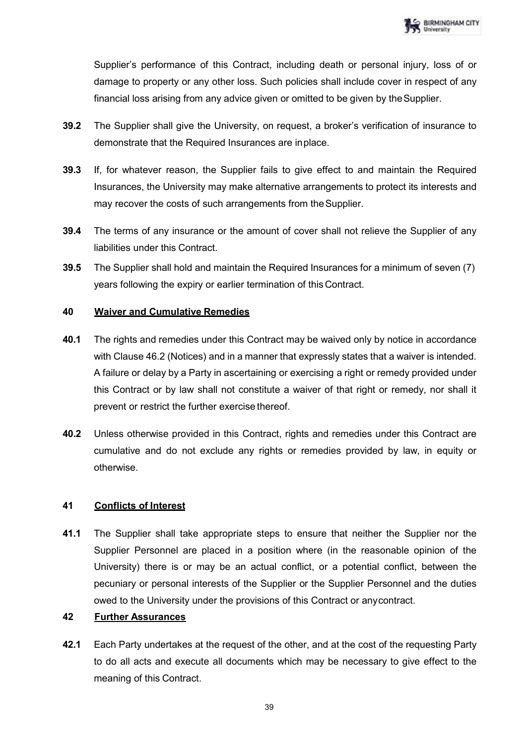Supplier's performance of this Contract, including death or personal injury, loss of or damage to property or any other loss. Such policies shall include cover in respect of any financial loss arising from any advice given or omitted to be given by the Supplier.

**39.2** The Supplier shall give the University, on request, a broker's verification of insurance to demonstrate that the Required Insurances are in place.

**39.3** If, for whatever reason, the Supplier fails to give effect to and maintain the Required Insurances, the University may make alternative arrangements to protect its interests and may recover the costs of such arrangements from the Supplier.

**39.4** The terms of any insurance or the amount of cover shall not relieve the Supplier of any liabilities under this Contract.

**39.5** The Supplier shall hold and maintain the Required Insurances for a minimum of seven (7) years following the expiry or earlier termination of this Contract.

## 40 Waiver and Cumulative Remedies

**40.1** The rights and remedies under this Contract may be waived only by notice in accordance with Clause 46.2 (Notices) and in a manner that expressly states that a waiver is intended. A failure or delay by a Party in ascertaining or exercising a right or remedy provided under this Contract or by law shall not constitute a waiver of that right or remedy, nor shall it prevent or restrict the further exercise thereof.

**40.2** Unless otherwise provided in this Contract, rights and remedies under this Contract are cumulative and do not exclude any rights or remedies provided by law, in equity or otherwise.

## 41 Conflicts of Interest

**41.1** The Supplier shall take appropriate steps to ensure that neither the Supplier nor the Supplier Personnel are placed in a position where (in the reasonable opinion of the University) there is or may be an actual conflict, or a potential conflict, between the pecuniary or personal interests of the Supplier or the Supplier Personnel and the duties owed to the University under the provisions of this Contract or any contract.

## 42 Further Assurances

**42.1** Each Party undertakes at the request of the other, and at the cost of the requesting Party to do all acts and execute all documents which may be necessary to give effect to the meaning of this Contract.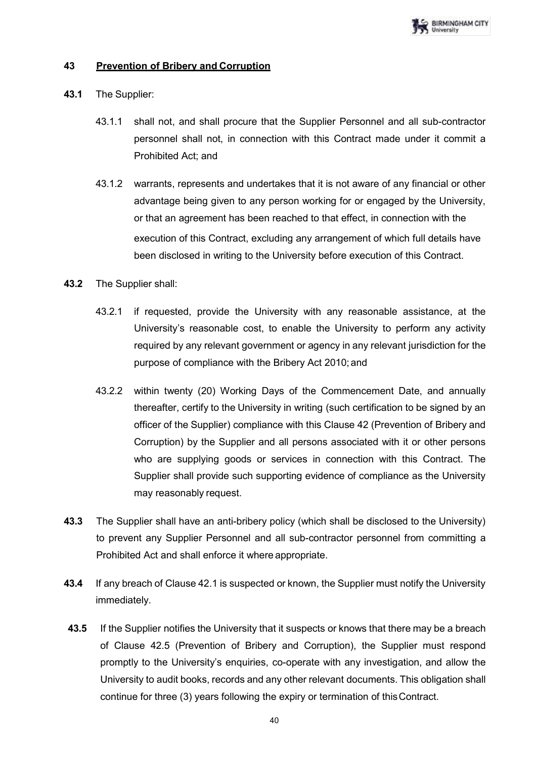## 43 Prevention of Bribery and Corruption

**43.1** The Supplier:

43.1.1 shall not, and shall procure that the Supplier Personnel and all sub-contractor personnel shall not, in connection with this Contract made under it commit a Prohibited Act; and

43.1.2 warrants, represents and undertakes that it is not aware of any financial or other advantage being given to any person working for or engaged by the University, or that an agreement has been reached to that effect, in connection with the execution of this Contract, excluding any arrangement of which full details have been disclosed in writing to the University before execution of this Contract.

**43.2** The Supplier shall:

43.2.1 if requested, provide the University with any reasonable assistance, at the University's reasonable cost, to enable the University to perform any activity required by any relevant government or agency in any relevant jurisdiction for the purpose of compliance with the Bribery Act 2010; and

43.2.2 within twenty (20) Working Days of the Commencement Date, and annually thereafter, certify to the University in writing (such certification to be signed by an officer of the Supplier) compliance with this Clause 42 (Prevention of Bribery and Corruption) by the Supplier and all persons associated with it or other persons who are supplying goods or services in connection with this Contract. The Supplier shall provide such supporting evidence of compliance as the University may reasonably request.

**43.3** The Supplier shall have an anti-bribery policy (which shall be disclosed to the University) to prevent any Supplier Personnel and all sub-contractor personnel from committing a Prohibited Act and shall enforce it where appropriate.

**43.4** If any breach of Clause 42.1 is suspected or known, the Supplier must notify the University immediately.

**43.5** If the Supplier notifies the University that it suspects or knows that there may be a breach of Clause 42.5 (Prevention of Bribery and Corruption), the Supplier must respond promptly to the University's enquiries, co-operate with any investigation, and allow the University to audit books, records and any other relevant documents. This obligation shall continue for three (3) years following the expiry or termination of this Contract.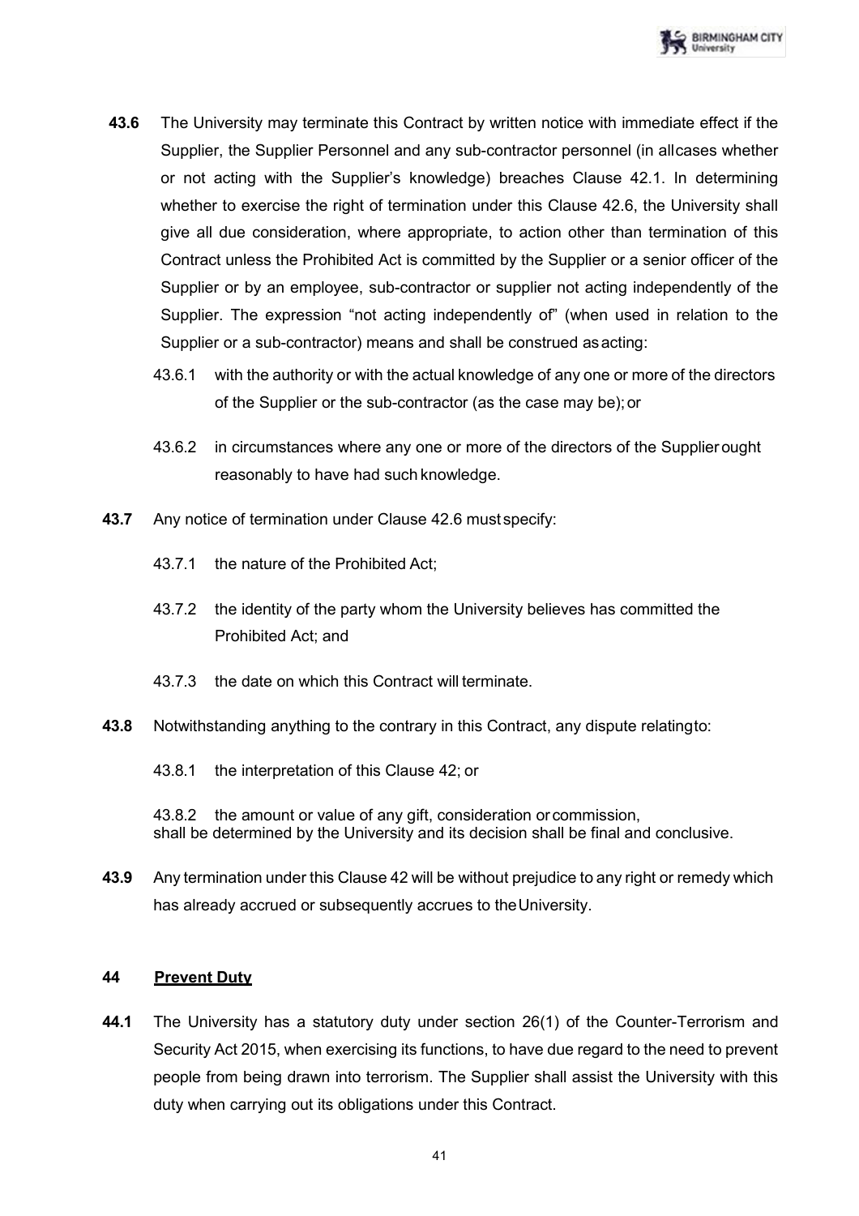**43.6** The University may terminate this Contract by written notice with immediate effect if the Supplier, the Supplier Personnel and any sub-contractor personnel (in all cases whether or not acting with the Supplier's knowledge) breaches Clause 42.1. In determining whether to exercise the right of termination under this Clause 42.6, the University shall give all due consideration, where appropriate, to action other than termination of this Contract unless the Prohibited Act is committed by the Supplier or a senior officer of the Supplier or by an employee, sub-contractor or supplier not acting independently of the Supplier. The expression "not acting independently of" (when used in relation to the Supplier or a sub-contractor) means and shall be construed as acting:

43.6.1 with the authority or with the actual knowledge of any one or more of the directors of the Supplier or the sub-contractor (as the case may be); or

43.6.2 in circumstances where any one or more of the directors of the Supplier ought reasonably to have had such knowledge.

**43.7** Any notice of termination under Clause 42.6 must specify:

43.7.1 the nature of the Prohibited Act;

43.7.2 the identity of the party whom the University believes has committed the Prohibited Act; and

43.7.3 the date on which this Contract will terminate.

**43.8** Notwithstanding anything to the contrary in this Contract, any dispute relating to:

43.8.1 the interpretation of this Clause 42; or

43.8.2 the amount or value of any gift, consideration or commission,
shall be determined by the University and its decision shall be final and conclusive.

**43.9** Any termination under this Clause 42 will be without prejudice to any right or remedy which has already accrued or subsequently accrues to the University.

## 44 Prevent Duty

**44.1** The University has a statutory duty under section 26(1) of the Counter-Terrorism and Security Act 2015, when exercising its functions, to have due regard to the need to prevent people from being drawn into terrorism. The Supplier shall assist the University with this duty when carrying out its obligations under this Contract.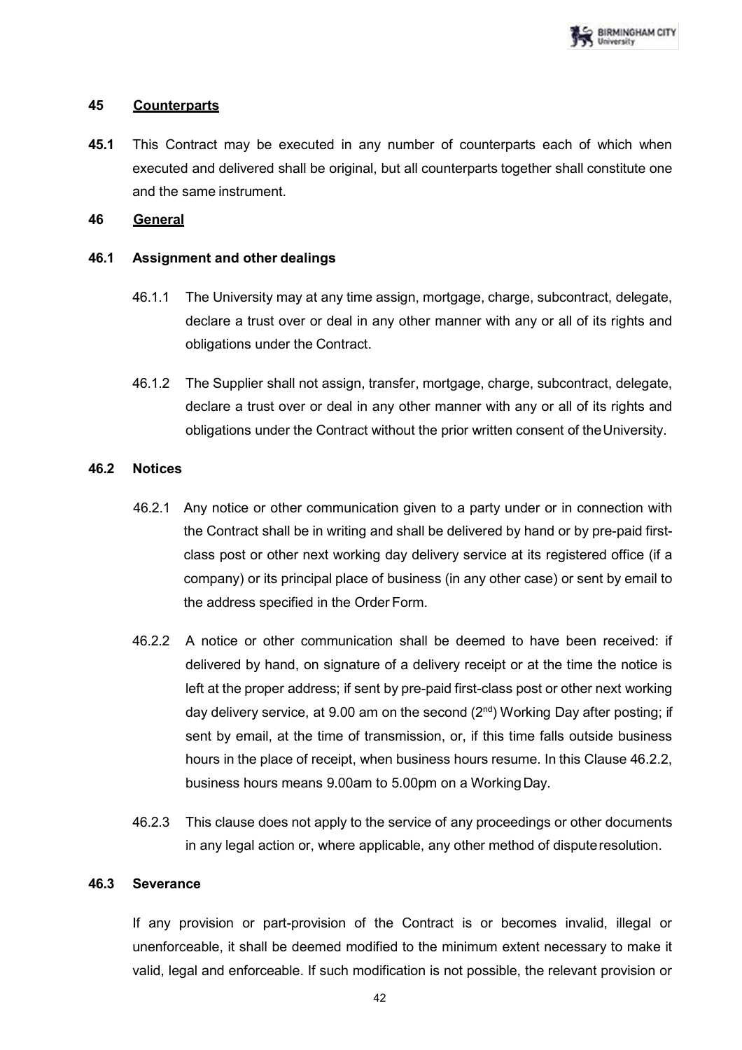## 45 Counterparts

**45.1** This Contract may be executed in any number of counterparts each of which when executed and delivered shall be original, but all counterparts together shall constitute one and the same instrument.

## 46 General

### 46.1 Assignment and other dealings

46.1.1 The University may at any time assign, mortgage, charge, subcontract, delegate, declare a trust over or deal in any other manner with any or all of its rights and obligations under the Contract.

46.1.2 The Supplier shall not assign, transfer, mortgage, charge, subcontract, delegate, declare a trust over or deal in any other manner with any or all of its rights and obligations under the Contract without the prior written consent of the University.

### 46.2 Notices

46.2.1 Any notice or other communication given to a party under or in connection with the Contract shall be in writing and shall be delivered by hand or by pre-paid first-class post or other next working day delivery service at its registered office (if a company) or its principal place of business (in any other case) or sent by email to the address specified in the Order Form.

46.2.2 A notice or other communication shall be deemed to have been received: if delivered by hand, on signature of a delivery receipt or at the time the notice is left at the proper address; if sent by pre-paid first-class post or other next working day delivery service, at 9.00 am on the second (2nd) Working Day after posting; if sent by email, at the time of transmission, or, if this time falls outside business hours in the place of receipt, when business hours resume. In this Clause 46.2.2, business hours means 9.00am to 5.00pm on a Working Day.

46.2.3 This clause does not apply to the service of any proceedings or other documents in any legal action or, where applicable, any other method of dispute resolution.

### 46.3 Severance

If any provision or part-provision of the Contract is or becomes invalid, illegal or unenforceable, it shall be deemed modified to the minimum extent necessary to make it valid, legal and enforceable. If such modification is not possible, the relevant provision or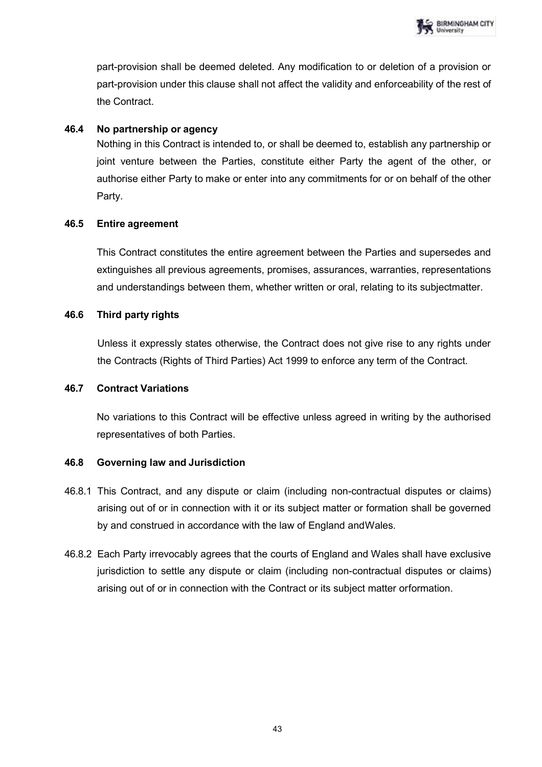part-provision shall be deemed deleted. Any modification to or deletion of a provision or part-provision under this clause shall not affect the validity and enforceability of the rest of the Contract.

**46.4 No partnership or agency**

Nothing in this Contract is intended to, or shall be deemed to, establish any partnership or joint venture between the Parties, constitute either Party the agent of the other, or authorise either Party to make or enter into any commitments for or on behalf of the other Party.

**46.5 Entire agreement**

This Contract constitutes the entire agreement between the Parties and supersedes and extinguishes all previous agreements, promises, assurances, warranties, representations and understandings between them, whether written or oral, relating to its subjectmatter.

**46.6 Third party rights**

Unless it expressly states otherwise, the Contract does not give rise to any rights under the Contracts (Rights of Third Parties) Act 1999 to enforce any term of the Contract.

**46.7 Contract Variations**

No variations to this Contract will be effective unless agreed in writing by the authorised representatives of both Parties.

**46.8 Governing law and Jurisdiction**

46.8.1 This Contract, and any dispute or claim (including non-contractual disputes or claims) arising out of or in connection with it or its subject matter or formation shall be governed by and construed in accordance with the law of England andWales.

46.8.2 Each Party irrevocably agrees that the courts of England and Wales shall have exclusive jurisdiction to settle any dispute or claim (including non-contractual disputes or claims) arising out of or in connection with the Contract or its subject matter orformation.